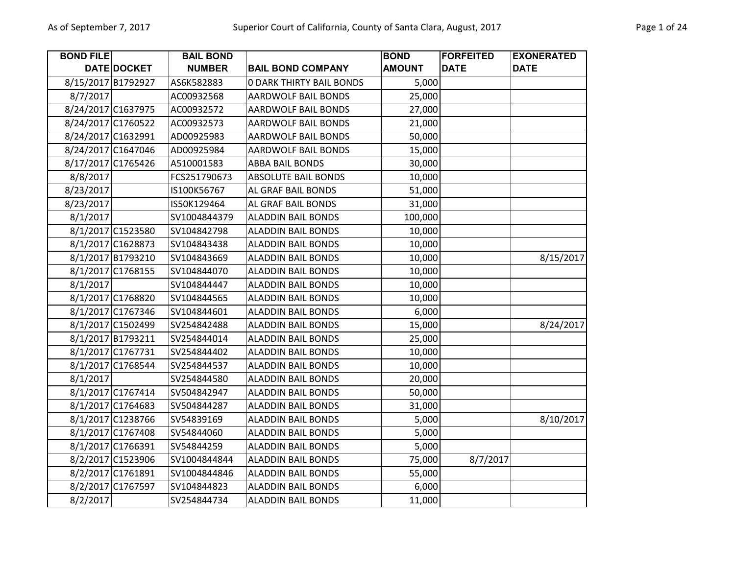| BOND FILE DATE | DOCKET | BAIL BOND NUMBER | BAIL BOND COMPANY | BOND AMOUNT | FORFEITED DATE | EXONERATED DATE |
|---|---|---|---|---|---|---|
| 8/15/2017 | B1792927 | AS6K582883 | 0 DARK THIRTY BAIL BONDS | 5,000 | | |
| 8/7/2017 | | AC00932568 | AARDWOLF BAIL BONDS | 25,000 | | |
| 8/24/2017 | C1637975 | AC00932572 | AARDWOLF BAIL BONDS | 27,000 | | |
| 8/24/2017 | C1760522 | AC00932573 | AARDWOLF BAIL BONDS | 21,000 | | |
| 8/24/2017 | C1632991 | AD00925983 | AARDWOLF BAIL BONDS | 50,000 | | |
| 8/24/2017 | C1647046 | AD00925984 | AARDWOLF BAIL BONDS | 15,000 | | |
| 8/17/2017 | C1765426 | A510001583 | ABBA BAIL BONDS | 30,000 | | |
| 8/8/2017 | | FCS251790673 | ABSOLUTE BAIL BONDS | 10,000 | | |
| 8/23/2017 | | IS100K56767 | AL GRAF BAIL BONDS | 51,000 | | |
| 8/23/2017 | | IS50K129464 | AL GRAF BAIL BONDS | 31,000 | | |
| 8/1/2017 | | SV1004844379 | ALADDIN BAIL BONDS | 100,000 | | |
| 8/1/2017 | C1523580 | SV104842798 | ALADDIN BAIL BONDS | 10,000 | | |
| 8/1/2017 | C1628873 | SV104843438 | ALADDIN BAIL BONDS | 10,000 | | |
| 8/1/2017 | B1793210 | SV104843669 | ALADDIN BAIL BONDS | 10,000 | | 8/15/2017 |
| 8/1/2017 | C1768155 | SV104844070 | ALADDIN BAIL BONDS | 10,000 | | |
| 8/1/2017 | | SV104844447 | ALADDIN BAIL BONDS | 10,000 | | |
| 8/1/2017 | C1768820 | SV104844565 | ALADDIN BAIL BONDS | 10,000 | | |
| 8/1/2017 | C1767346 | SV104844601 | ALADDIN BAIL BONDS | 6,000 | | |
| 8/1/2017 | C1502499 | SV254842488 | ALADDIN BAIL BONDS | 15,000 | | 8/24/2017 |
| 8/1/2017 | B1793211 | SV254844014 | ALADDIN BAIL BONDS | 25,000 | | |
| 8/1/2017 | C1767731 | SV254844402 | ALADDIN BAIL BONDS | 10,000 | | |
| 8/1/2017 | C1768544 | SV254844537 | ALADDIN BAIL BONDS | 10,000 | | |
| 8/1/2017 | | SV254844580 | ALADDIN BAIL BONDS | 20,000 | | |
| 8/1/2017 | C1767414 | SV504842947 | ALADDIN BAIL BONDS | 50,000 | | |
| 8/1/2017 | C1764683 | SV504844287 | ALADDIN BAIL BONDS | 31,000 | | |
| 8/1/2017 | C1238766 | SV54839169 | ALADDIN BAIL BONDS | 5,000 | | 8/10/2017 |
| 8/1/2017 | C1767408 | SV54844060 | ALADDIN BAIL BONDS | 5,000 | | |
| 8/1/2017 | C1766391 | SV54844259 | ALADDIN BAIL BONDS | 5,000 | | |
| 8/2/2017 | C1523906 | SV1004844844 | ALADDIN BAIL BONDS | 75,000 | 8/7/2017 | |
| 8/2/2017 | C1761891 | SV1004844846 | ALADDIN BAIL BONDS | 55,000 | | |
| 8/2/2017 | C1767597 | SV104844823 | ALADDIN BAIL BONDS | 6,000 | | |
| 8/2/2017 | | SV254844734 | ALADDIN BAIL BONDS | 11,000 | | |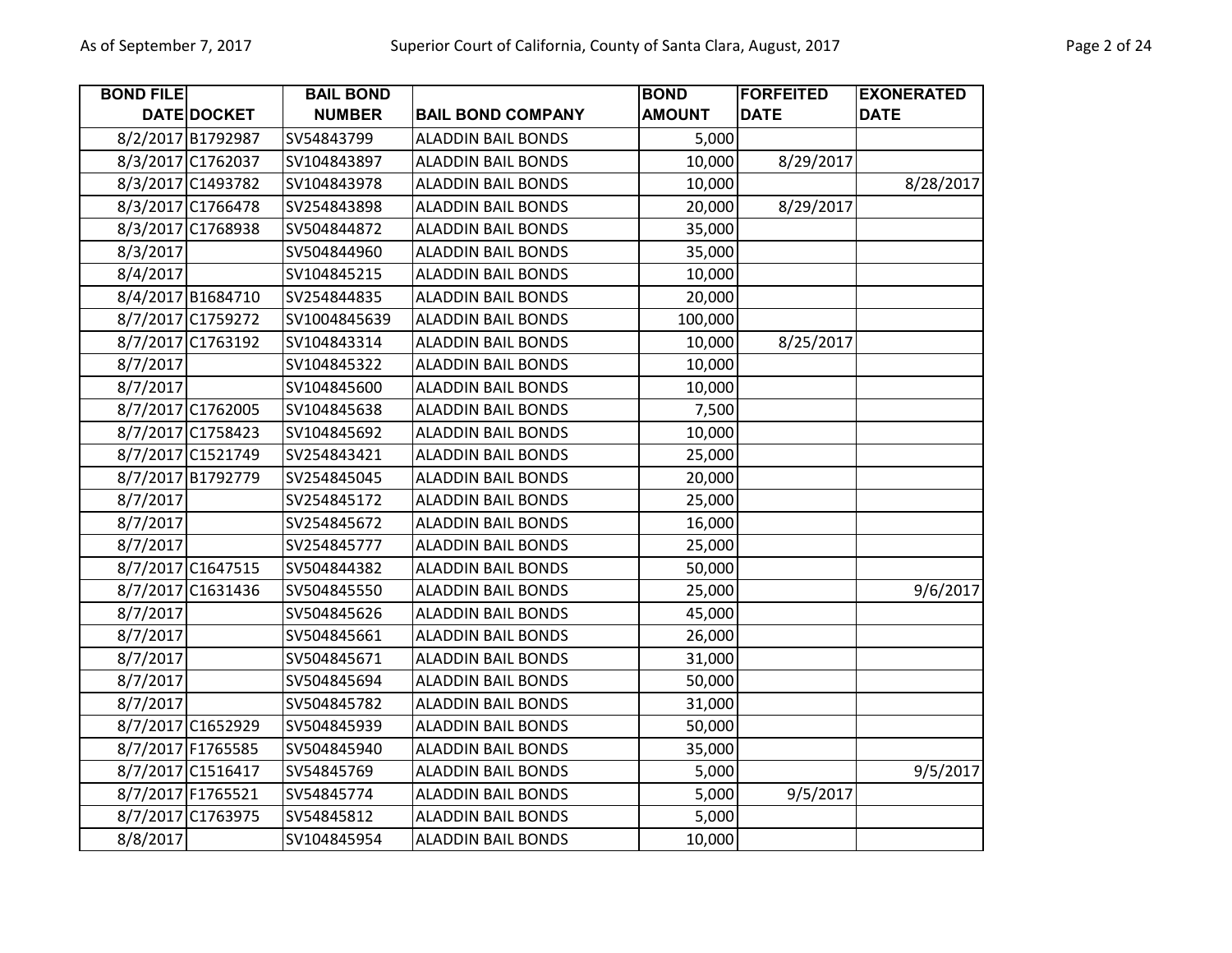| BOND FILE DATE | DOCKET | BAIL BOND NUMBER | BAIL BOND COMPANY | BOND AMOUNT | FORFEITED DATE | EXONERATED DATE |
|---|---|---|---|---|---|---|
| 8/2/2017 | B1792987 | SV54843799 | ALADDIN BAIL BONDS | 5,000 | | |
| 8/3/2017 | C1762037 | SV104843897 | ALADDIN BAIL BONDS | 10,000 | 8/29/2017 | |
| 8/3/2017 | C1493782 | SV104843978 | ALADDIN BAIL BONDS | 10,000 | | 8/28/2017 |
| 8/3/2017 | C1766478 | SV254843898 | ALADDIN BAIL BONDS | 20,000 | 8/29/2017 | |
| 8/3/2017 | C1768938 | SV504844872 | ALADDIN BAIL BONDS | 35,000 | | |
| 8/3/2017 | | SV504844960 | ALADDIN BAIL BONDS | 35,000 | | |
| 8/4/2017 | | SV104845215 | ALADDIN BAIL BONDS | 10,000 | | |
| 8/4/2017 | B1684710 | SV254844835 | ALADDIN BAIL BONDS | 20,000 | | |
| 8/7/2017 | C1759272 | SV1004845639 | ALADDIN BAIL BONDS | 100,000 | | |
| 8/7/2017 | C1763192 | SV104843314 | ALADDIN BAIL BONDS | 10,000 | 8/25/2017 | |
| 8/7/2017 | | SV104845322 | ALADDIN BAIL BONDS | 10,000 | | |
| 8/7/2017 | | SV104845600 | ALADDIN BAIL BONDS | 10,000 | | |
| 8/7/2017 | C1762005 | SV104845638 | ALADDIN BAIL BONDS | 7,500 | | |
| 8/7/2017 | C1758423 | SV104845692 | ALADDIN BAIL BONDS | 10,000 | | |
| 8/7/2017 | C1521749 | SV254843421 | ALADDIN BAIL BONDS | 25,000 | | |
| 8/7/2017 | B1792779 | SV254845045 | ALADDIN BAIL BONDS | 20,000 | | |
| 8/7/2017 | | SV254845172 | ALADDIN BAIL BONDS | 25,000 | | |
| 8/7/2017 | | SV254845672 | ALADDIN BAIL BONDS | 16,000 | | |
| 8/7/2017 | | SV254845777 | ALADDIN BAIL BONDS | 25,000 | | |
| 8/7/2017 | C1647515 | SV504844382 | ALADDIN BAIL BONDS | 50,000 | | |
| 8/7/2017 | C1631436 | SV504845550 | ALADDIN BAIL BONDS | 25,000 | | 9/6/2017 |
| 8/7/2017 | | SV504845626 | ALADDIN BAIL BONDS | 45,000 | | |
| 8/7/2017 | | SV504845661 | ALADDIN BAIL BONDS | 26,000 | | |
| 8/7/2017 | | SV504845671 | ALADDIN BAIL BONDS | 31,000 | | |
| 8/7/2017 | | SV504845694 | ALADDIN BAIL BONDS | 50,000 | | |
| 8/7/2017 | | SV504845782 | ALADDIN BAIL BONDS | 31,000 | | |
| 8/7/2017 | C1652929 | SV504845939 | ALADDIN BAIL BONDS | 50,000 | | |
| 8/7/2017 | F1765585 | SV504845940 | ALADDIN BAIL BONDS | 35,000 | | |
| 8/7/2017 | C1516417 | SV54845769 | ALADDIN BAIL BONDS | 5,000 | | 9/5/2017 |
| 8/7/2017 | F1765521 | SV54845774 | ALADDIN BAIL BONDS | 5,000 | 9/5/2017 | |
| 8/7/2017 | C1763975 | SV54845812 | ALADDIN BAIL BONDS | 5,000 | | |
| 8/8/2017 | | SV104845954 | ALADDIN BAIL BONDS | 10,000 | | |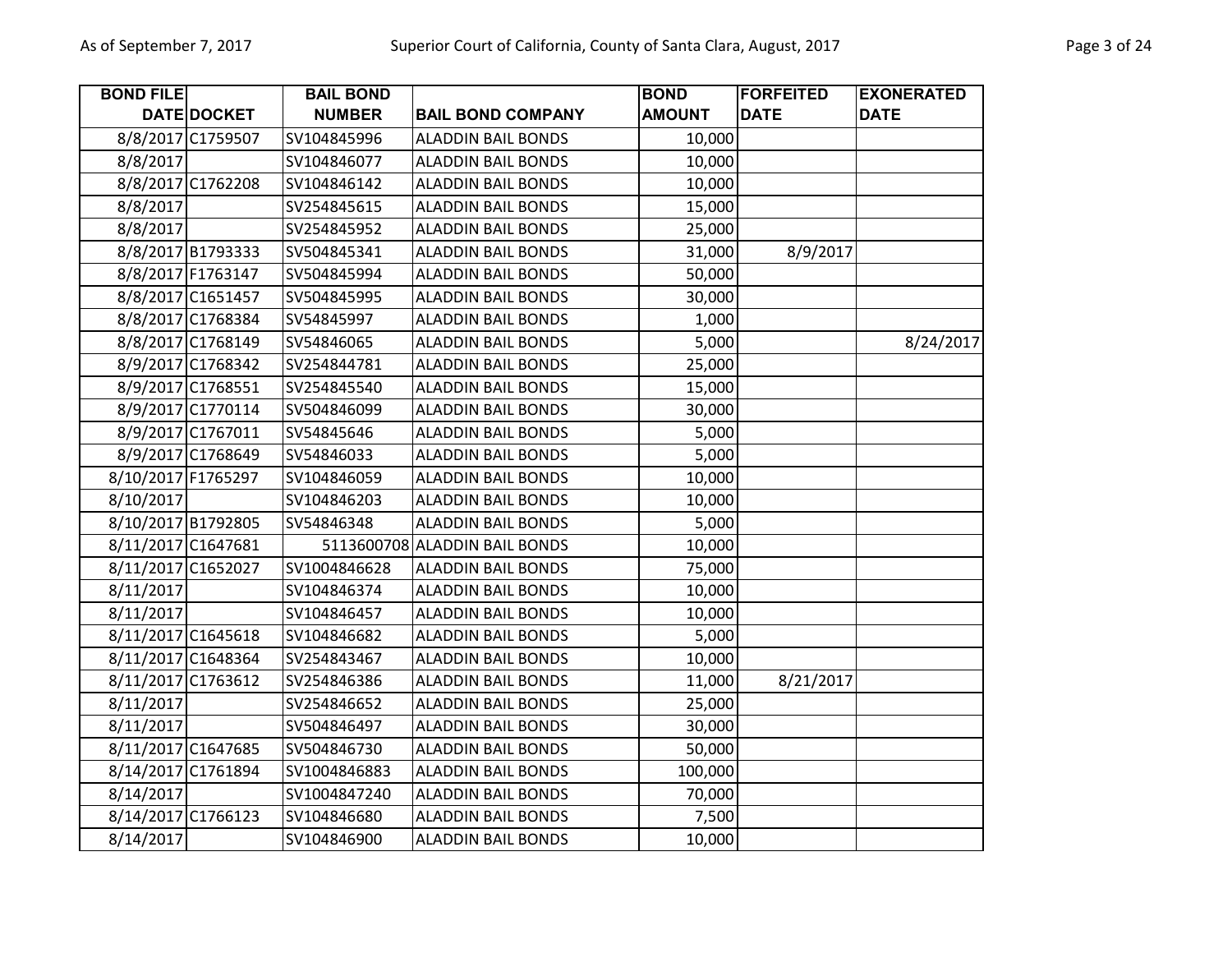| BOND FILE DATE | DOCKET | BAIL BOND NUMBER | BAIL BOND COMPANY | BOND AMOUNT | FORFEITED DATE | EXONERATED DATE |
|---|---|---|---|---|---|---|
| 8/8/2017 | C1759507 | SV104845996 | ALADDIN BAIL BONDS | 10,000 | | |
| 8/8/2017 | | SV104846077 | ALADDIN BAIL BONDS | 10,000 | | |
| 8/8/2017 | C1762208 | SV104846142 | ALADDIN BAIL BONDS | 10,000 | | |
| 8/8/2017 | | SV254845615 | ALADDIN BAIL BONDS | 15,000 | | |
| 8/8/2017 | | SV254845952 | ALADDIN BAIL BONDS | 25,000 | | |
| 8/8/2017 | B1793333 | SV504845341 | ALADDIN BAIL BONDS | 31,000 | 8/9/2017 | |
| 8/8/2017 | F1763147 | SV504845994 | ALADDIN BAIL BONDS | 50,000 | | |
| 8/8/2017 | C1651457 | SV504845995 | ALADDIN BAIL BONDS | 30,000 | | |
| 8/8/2017 | C1768384 | SV54845997 | ALADDIN BAIL BONDS | 1,000 | | |
| 8/8/2017 | C1768149 | SV54846065 | ALADDIN BAIL BONDS | 5,000 | | 8/24/2017 |
| 8/9/2017 | C1768342 | SV254844781 | ALADDIN BAIL BONDS | 25,000 | | |
| 8/9/2017 | C1768551 | SV254845540 | ALADDIN BAIL BONDS | 15,000 | | |
| 8/9/2017 | C1770114 | SV504846099 | ALADDIN BAIL BONDS | 30,000 | | |
| 8/9/2017 | C1767011 | SV54845646 | ALADDIN BAIL BONDS | 5,000 | | |
| 8/9/2017 | C1768649 | SV54846033 | ALADDIN BAIL BONDS | 5,000 | | |
| 8/10/2017 | F1765297 | SV104846059 | ALADDIN BAIL BONDS | 10,000 | | |
| 8/10/2017 | | SV104846203 | ALADDIN BAIL BONDS | 10,000 | | |
| 8/10/2017 | B1792805 | SV54846348 | ALADDIN BAIL BONDS | 5,000 | | |
| 8/11/2017 | C1647681 | 5113600708 | ALADDIN BAIL BONDS | 10,000 | | |
| 8/11/2017 | C1652027 | SV1004846628 | ALADDIN BAIL BONDS | 75,000 | | |
| 8/11/2017 | | SV104846374 | ALADDIN BAIL BONDS | 10,000 | | |
| 8/11/2017 | | SV104846457 | ALADDIN BAIL BONDS | 10,000 | | |
| 8/11/2017 | C1645618 | SV104846682 | ALADDIN BAIL BONDS | 5,000 | | |
| 8/11/2017 | C1648364 | SV254843467 | ALADDIN BAIL BONDS | 10,000 | | |
| 8/11/2017 | C1763612 | SV254846386 | ALADDIN BAIL BONDS | 11,000 | 8/21/2017 | |
| 8/11/2017 | | SV254846652 | ALADDIN BAIL BONDS | 25,000 | | |
| 8/11/2017 | | SV504846497 | ALADDIN BAIL BONDS | 30,000 | | |
| 8/11/2017 | C1647685 | SV504846730 | ALADDIN BAIL BONDS | 50,000 | | |
| 8/14/2017 | C1761894 | SV1004846883 | ALADDIN BAIL BONDS | 100,000 | | |
| 8/14/2017 | | SV1004847240 | ALADDIN BAIL BONDS | 70,000 | | |
| 8/14/2017 | C1766123 | SV104846680 | ALADDIN BAIL BONDS | 7,500 | | |
| 8/14/2017 | | SV104846900 | ALADDIN BAIL BONDS | 10,000 | | |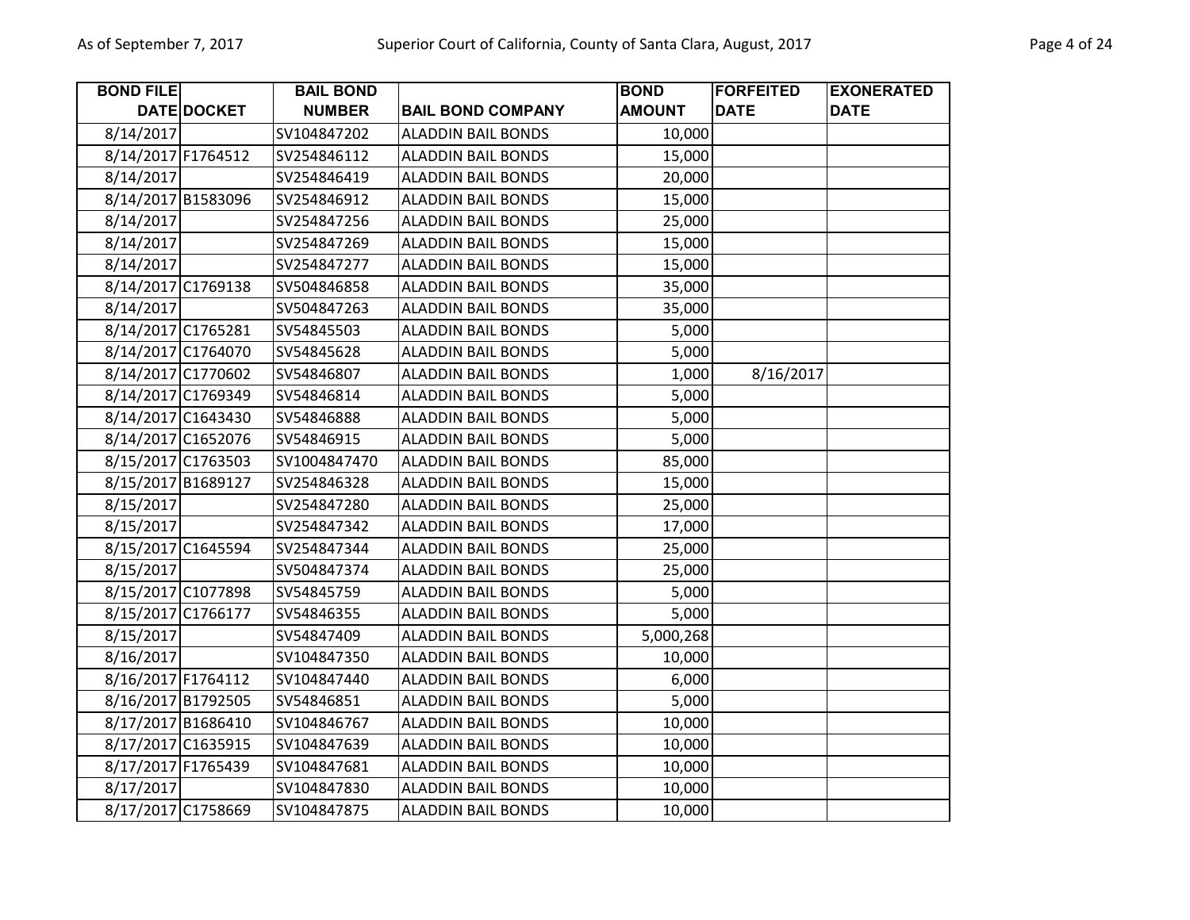| BOND FILE DATE | DOCKET | BAIL BOND NUMBER | BAIL BOND COMPANY | BOND AMOUNT | FORFEITED DATE | EXONERATED DATE |
|---|---|---|---|---|---|---|
| 8/14/2017 | | SV104847202 | ALADDIN BAIL BONDS | 10,000 | | |
| 8/14/2017 | F1764512 | SV254846112 | ALADDIN BAIL BONDS | 15,000 | | |
| 8/14/2017 | | SV254846419 | ALADDIN BAIL BONDS | 20,000 | | |
| 8/14/2017 | B1583096 | SV254846912 | ALADDIN BAIL BONDS | 15,000 | | |
| 8/14/2017 | | SV254847256 | ALADDIN BAIL BONDS | 25,000 | | |
| 8/14/2017 | | SV254847269 | ALADDIN BAIL BONDS | 15,000 | | |
| 8/14/2017 | | SV254847277 | ALADDIN BAIL BONDS | 15,000 | | |
| 8/14/2017 | C1769138 | SV504846858 | ALADDIN BAIL BONDS | 35,000 | | |
| 8/14/2017 | | SV504847263 | ALADDIN BAIL BONDS | 35,000 | | |
| 8/14/2017 | C1765281 | SV54845503 | ALADDIN BAIL BONDS | 5,000 | | |
| 8/14/2017 | C1764070 | SV54845628 | ALADDIN BAIL BONDS | 5,000 | | |
| 8/14/2017 | C1770602 | SV54846807 | ALADDIN BAIL BONDS | 1,000 | 8/16/2017 | |
| 8/14/2017 | C1769349 | SV54846814 | ALADDIN BAIL BONDS | 5,000 | | |
| 8/14/2017 | C1643430 | SV54846888 | ALADDIN BAIL BONDS | 5,000 | | |
| 8/14/2017 | C1652076 | SV54846915 | ALADDIN BAIL BONDS | 5,000 | | |
| 8/15/2017 | C1763503 | SV1004847470 | ALADDIN BAIL BONDS | 85,000 | | |
| 8/15/2017 | B1689127 | SV254846328 | ALADDIN BAIL BONDS | 15,000 | | |
| 8/15/2017 | | SV254847280 | ALADDIN BAIL BONDS | 25,000 | | |
| 8/15/2017 | | SV254847342 | ALADDIN BAIL BONDS | 17,000 | | |
| 8/15/2017 | C1645594 | SV254847344 | ALADDIN BAIL BONDS | 25,000 | | |
| 8/15/2017 | | SV504847374 | ALADDIN BAIL BONDS | 25,000 | | |
| 8/15/2017 | C1077898 | SV54845759 | ALADDIN BAIL BONDS | 5,000 | | |
| 8/15/2017 | C1766177 | SV54846355 | ALADDIN BAIL BONDS | 5,000 | | |
| 8/15/2017 | | SV54847409 | ALADDIN BAIL BONDS | 5,000,268 | | |
| 8/16/2017 | | SV104847350 | ALADDIN BAIL BONDS | 10,000 | | |
| 8/16/2017 | F1764112 | SV104847440 | ALADDIN BAIL BONDS | 6,000 | | |
| 8/16/2017 | B1792505 | SV54846851 | ALADDIN BAIL BONDS | 5,000 | | |
| 8/17/2017 | B1686410 | SV104846767 | ALADDIN BAIL BONDS | 10,000 | | |
| 8/17/2017 | C1635915 | SV104847639 | ALADDIN BAIL BONDS | 10,000 | | |
| 8/17/2017 | F1765439 | SV104847681 | ALADDIN BAIL BONDS | 10,000 | | |
| 8/17/2017 | | SV104847830 | ALADDIN BAIL BONDS | 10,000 | | |
| 8/17/2017 | C1758669 | SV104847875 | ALADDIN BAIL BONDS | 10,000 | | |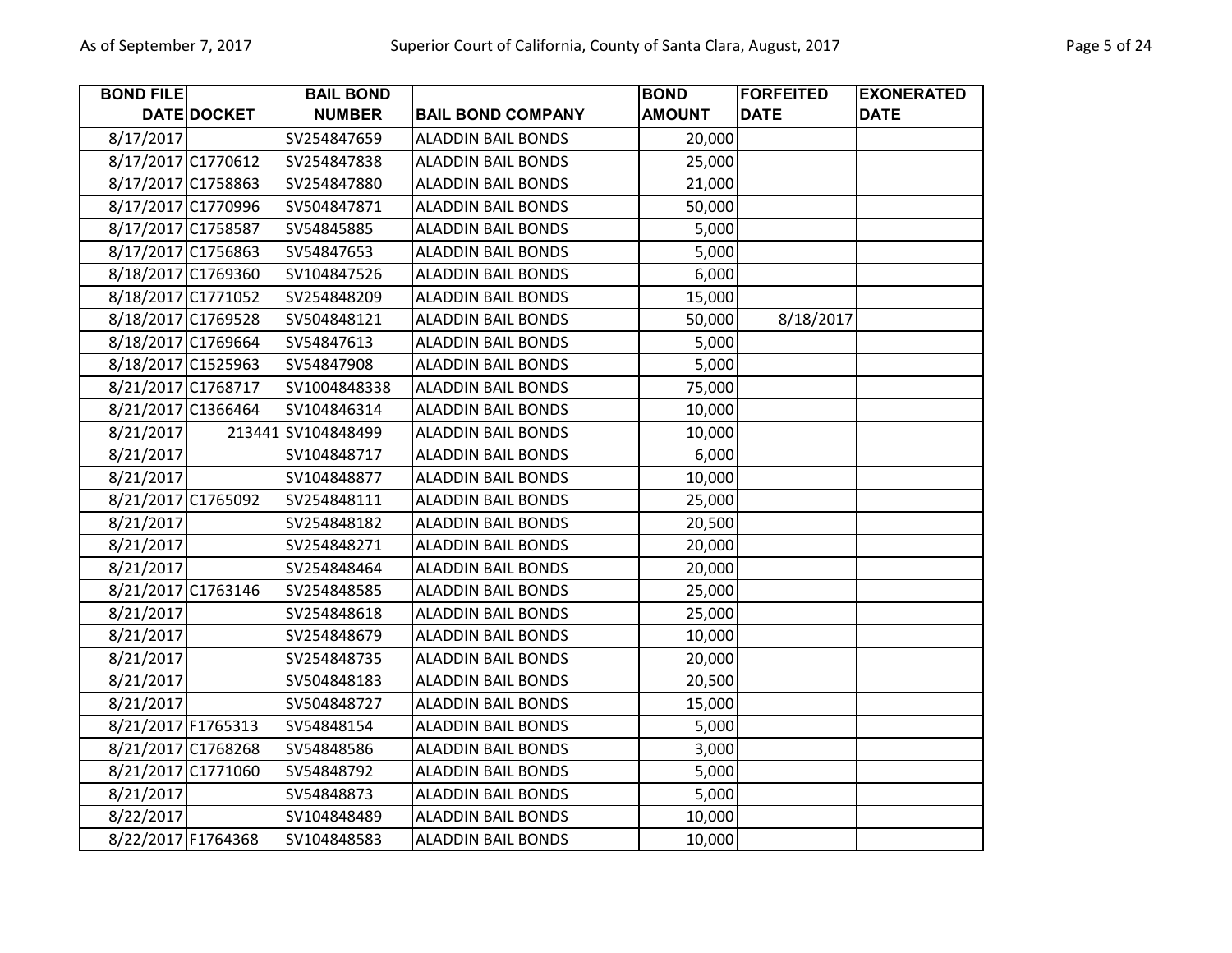| BOND FILE DATE | DOCKET | BAIL BOND NUMBER | BAIL BOND COMPANY | BOND AMOUNT | FORFEITED DATE | EXONERATED DATE |
|---|---|---|---|---|---|---|
| 8/17/2017 | | SV254847659 | ALADDIN BAIL BONDS | 20,000 | | |
| 8/17/2017 | C1770612 | SV254847838 | ALADDIN BAIL BONDS | 25,000 | | |
| 8/17/2017 | C1758863 | SV254847880 | ALADDIN BAIL BONDS | 21,000 | | |
| 8/17/2017 | C1770996 | SV504847871 | ALADDIN BAIL BONDS | 50,000 | | |
| 8/17/2017 | C1758587 | SV54845885 | ALADDIN BAIL BONDS | 5,000 | | |
| 8/17/2017 | C1756863 | SV54847653 | ALADDIN BAIL BONDS | 5,000 | | |
| 8/18/2017 | C1769360 | SV104847526 | ALADDIN BAIL BONDS | 6,000 | | |
| 8/18/2017 | C1771052 | SV254848209 | ALADDIN BAIL BONDS | 15,000 | | |
| 8/18/2017 | C1769528 | SV504848121 | ALADDIN BAIL BONDS | 50,000 | 8/18/2017 | |
| 8/18/2017 | C1769664 | SV54847613 | ALADDIN BAIL BONDS | 5,000 | | |
| 8/18/2017 | C1525963 | SV54847908 | ALADDIN BAIL BONDS | 5,000 | | |
| 8/21/2017 | C1768717 | SV1004848338 | ALADDIN BAIL BONDS | 75,000 | | |
| 8/21/2017 | C1366464 | SV104846314 | ALADDIN BAIL BONDS | 10,000 | | |
| 8/21/2017 | 213441 | SV104848499 | ALADDIN BAIL BONDS | 10,000 | | |
| 8/21/2017 | | SV104848717 | ALADDIN BAIL BONDS | 6,000 | | |
| 8/21/2017 | | SV104848877 | ALADDIN BAIL BONDS | 10,000 | | |
| 8/21/2017 | C1765092 | SV254848111 | ALADDIN BAIL BONDS | 25,000 | | |
| 8/21/2017 | | SV254848182 | ALADDIN BAIL BONDS | 20,500 | | |
| 8/21/2017 | | SV254848271 | ALADDIN BAIL BONDS | 20,000 | | |
| 8/21/2017 | | SV254848464 | ALADDIN BAIL BONDS | 20,000 | | |
| 8/21/2017 | C1763146 | SV254848585 | ALADDIN BAIL BONDS | 25,000 | | |
| 8/21/2017 | | SV254848618 | ALADDIN BAIL BONDS | 25,000 | | |
| 8/21/2017 | | SV254848679 | ALADDIN BAIL BONDS | 10,000 | | |
| 8/21/2017 | | SV254848735 | ALADDIN BAIL BONDS | 20,000 | | |
| 8/21/2017 | | SV504848183 | ALADDIN BAIL BONDS | 20,500 | | |
| 8/21/2017 | | SV504848727 | ALADDIN BAIL BONDS | 15,000 | | |
| 8/21/2017 | F1765313 | SV54848154 | ALADDIN BAIL BONDS | 5,000 | | |
| 8/21/2017 | C1768268 | SV54848586 | ALADDIN BAIL BONDS | 3,000 | | |
| 8/21/2017 | C1771060 | SV54848792 | ALADDIN BAIL BONDS | 5,000 | | |
| 8/21/2017 | | SV54848873 | ALADDIN BAIL BONDS | 5,000 | | |
| 8/22/2017 | | SV104848489 | ALADDIN BAIL BONDS | 10,000 | | |
| 8/22/2017 | F1764368 | SV104848583 | ALADDIN BAIL BONDS | 10,000 | | |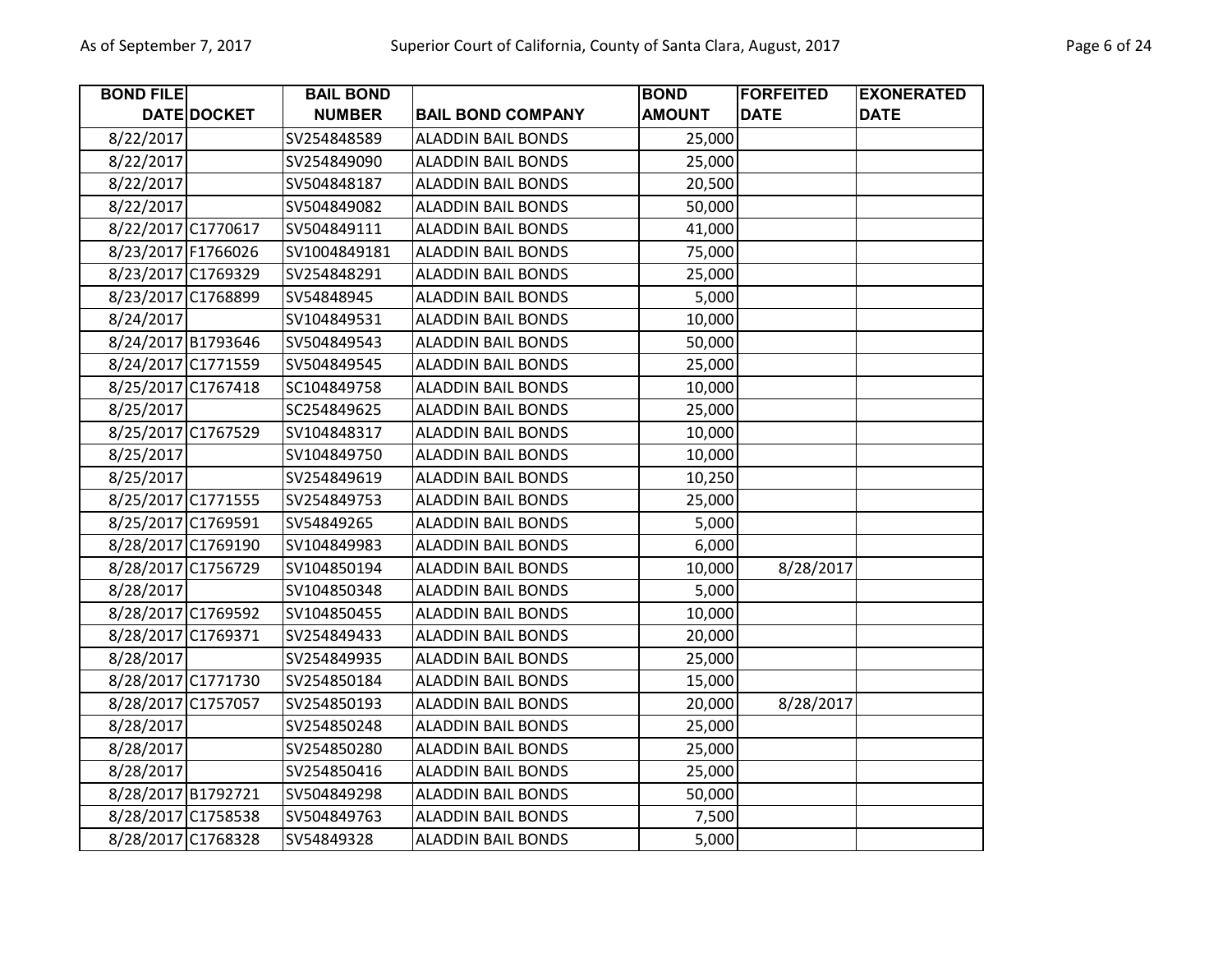| BOND FILE DATE | DOCKET | BAIL BOND NUMBER | BAIL BOND COMPANY | BOND AMOUNT | FORFEITED DATE | EXONERATED DATE |
|---|---|---|---|---|---|---|
| 8/22/2017 | | SV254848589 | ALADDIN BAIL BONDS | 25,000 | | |
| 8/22/2017 | | SV254849090 | ALADDIN BAIL BONDS | 25,000 | | |
| 8/22/2017 | | SV504848187 | ALADDIN BAIL BONDS | 20,500 | | |
| 8/22/2017 | | SV504849082 | ALADDIN BAIL BONDS | 50,000 | | |
| 8/22/2017 | C1770617 | SV504849111 | ALADDIN BAIL BONDS | 41,000 | | |
| 8/23/2017 | F1766026 | SV1004849181 | ALADDIN BAIL BONDS | 75,000 | | |
| 8/23/2017 | C1769329 | SV254848291 | ALADDIN BAIL BONDS | 25,000 | | |
| 8/23/2017 | C1768899 | SV54848945 | ALADDIN BAIL BONDS | 5,000 | | |
| 8/24/2017 | | SV104849531 | ALADDIN BAIL BONDS | 10,000 | | |
| 8/24/2017 | B1793646 | SV504849543 | ALADDIN BAIL BONDS | 50,000 | | |
| 8/24/2017 | C1771559 | SV504849545 | ALADDIN BAIL BONDS | 25,000 | | |
| 8/25/2017 | C1767418 | SC104849758 | ALADDIN BAIL BONDS | 10,000 | | |
| 8/25/2017 | | SC254849625 | ALADDIN BAIL BONDS | 25,000 | | |
| 8/25/2017 | C1767529 | SV104848317 | ALADDIN BAIL BONDS | 10,000 | | |
| 8/25/2017 | | SV104849750 | ALADDIN BAIL BONDS | 10,000 | | |
| 8/25/2017 | | SV254849619 | ALADDIN BAIL BONDS | 10,250 | | |
| 8/25/2017 | C1771555 | SV254849753 | ALADDIN BAIL BONDS | 25,000 | | |
| 8/25/2017 | C1769591 | SV54849265 | ALADDIN BAIL BONDS | 5,000 | | |
| 8/28/2017 | C1769190 | SV104849983 | ALADDIN BAIL BONDS | 6,000 | | |
| 8/28/2017 | C1756729 | SV104850194 | ALADDIN BAIL BONDS | 10,000 | 8/28/2017 | |
| 8/28/2017 | | SV104850348 | ALADDIN BAIL BONDS | 5,000 | | |
| 8/28/2017 | C1769592 | SV104850455 | ALADDIN BAIL BONDS | 10,000 | | |
| 8/28/2017 | C1769371 | SV254849433 | ALADDIN BAIL BONDS | 20,000 | | |
| 8/28/2017 | | SV254849935 | ALADDIN BAIL BONDS | 25,000 | | |
| 8/28/2017 | C1771730 | SV254850184 | ALADDIN BAIL BONDS | 15,000 | | |
| 8/28/2017 | C1757057 | SV254850193 | ALADDIN BAIL BONDS | 20,000 | 8/28/2017 | |
| 8/28/2017 | | SV254850248 | ALADDIN BAIL BONDS | 25,000 | | |
| 8/28/2017 | | SV254850280 | ALADDIN BAIL BONDS | 25,000 | | |
| 8/28/2017 | | SV254850416 | ALADDIN BAIL BONDS | 25,000 | | |
| 8/28/2017 | B1792721 | SV504849298 | ALADDIN BAIL BONDS | 50,000 | | |
| 8/28/2017 | C1758538 | SV504849763 | ALADDIN BAIL BONDS | 7,500 | | |
| 8/28/2017 | C1768328 | SV54849328 | ALADDIN BAIL BONDS | 5,000 | | |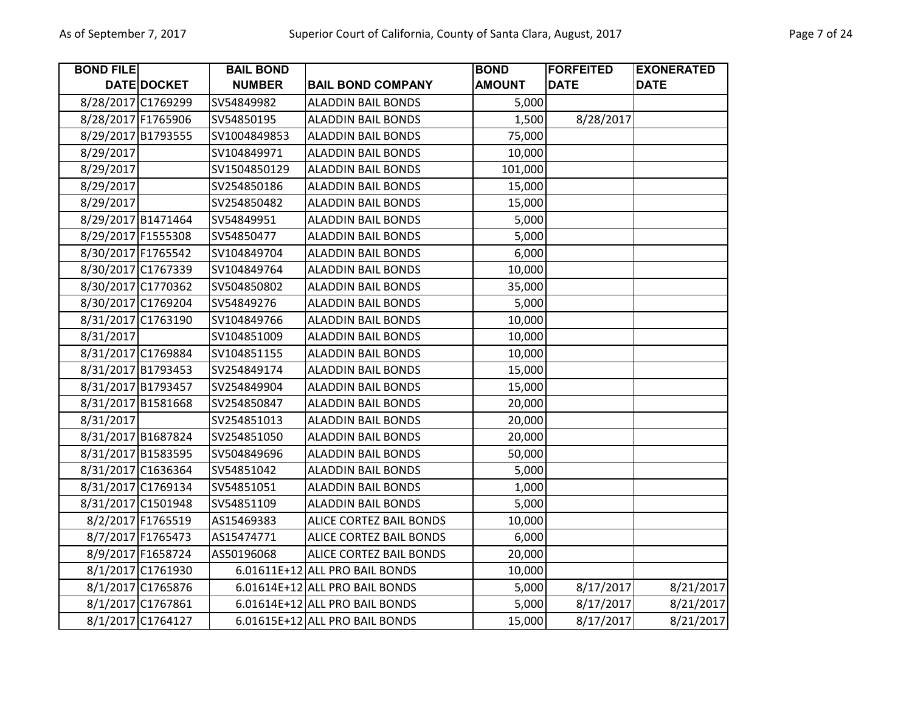| BOND FILE DATE | DOCKET | BAIL BOND NUMBER | BAIL BOND COMPANY | BOND AMOUNT | FORFEITED DATE | EXONERATED DATE |
|---|---|---|---|---|---|---|
| 8/28/2017 | C1769299 | SV54849982 | ALADDIN BAIL BONDS | 5,000 | | |
| 8/28/2017 | F1765906 | SV54850195 | ALADDIN BAIL BONDS | 1,500 | 8/28/2017 | |
| 8/29/2017 | B1793555 | SV1004849853 | ALADDIN BAIL BONDS | 75,000 | | |
| 8/29/2017 | | SV104849971 | ALADDIN BAIL BONDS | 10,000 | | |
| 8/29/2017 | | SV1504850129 | ALADDIN BAIL BONDS | 101,000 | | |
| 8/29/2017 | | SV254850186 | ALADDIN BAIL BONDS | 15,000 | | |
| 8/29/2017 | | SV254850482 | ALADDIN BAIL BONDS | 15,000 | | |
| 8/29/2017 | B1471464 | SV54849951 | ALADDIN BAIL BONDS | 5,000 | | |
| 8/29/2017 | F1555308 | SV54850477 | ALADDIN BAIL BONDS | 5,000 | | |
| 8/30/2017 | F1765542 | SV104849704 | ALADDIN BAIL BONDS | 6,000 | | |
| 8/30/2017 | C1767339 | SV104849764 | ALADDIN BAIL BONDS | 10,000 | | |
| 8/30/2017 | C1770362 | SV504850802 | ALADDIN BAIL BONDS | 35,000 | | |
| 8/30/2017 | C1769204 | SV54849276 | ALADDIN BAIL BONDS | 5,000 | | |
| 8/31/2017 | C1763190 | SV104849766 | ALADDIN BAIL BONDS | 10,000 | | |
| 8/31/2017 | | SV104851009 | ALADDIN BAIL BONDS | 10,000 | | |
| 8/31/2017 | C1769884 | SV104851155 | ALADDIN BAIL BONDS | 10,000 | | |
| 8/31/2017 | B1793453 | SV254849174 | ALADDIN BAIL BONDS | 15,000 | | |
| 8/31/2017 | B1793457 | SV254849904 | ALADDIN BAIL BONDS | 15,000 | | |
| 8/31/2017 | B1581668 | SV254850847 | ALADDIN BAIL BONDS | 20,000 | | |
| 8/31/2017 | | SV254851013 | ALADDIN BAIL BONDS | 20,000 | | |
| 8/31/2017 | B1687824 | SV254851050 | ALADDIN BAIL BONDS | 20,000 | | |
| 8/31/2017 | B1583595 | SV504849696 | ALADDIN BAIL BONDS | 50,000 | | |
| 8/31/2017 | C1636364 | SV54851042 | ALADDIN BAIL BONDS | 5,000 | | |
| 8/31/2017 | C1769134 | SV54851051 | ALADDIN BAIL BONDS | 1,000 | | |
| 8/31/2017 | C1501948 | SV54851109 | ALADDIN BAIL BONDS | 5,000 | | |
| 8/2/2017 | F1765519 | AS15469383 | ALICE CORTEZ BAIL BONDS | 10,000 | | |
| 8/7/2017 | F1765473 | AS15474771 | ALICE CORTEZ BAIL BONDS | 6,000 | | |
| 8/9/2017 | F1658724 | AS50196068 | ALICE CORTEZ BAIL BONDS | 20,000 | | |
| 8/1/2017 | C1761930 | 6.01611E+12 | ALL PRO BAIL BONDS | 10,000 | | |
| 8/1/2017 | C1765876 | 6.01614E+12 | ALL PRO BAIL BONDS | 5,000 | 8/17/2017 | 8/21/2017 |
| 8/1/2017 | C1767861 | 6.01614E+12 | ALL PRO BAIL BONDS | 5,000 | 8/17/2017 | 8/21/2017 |
| 8/1/2017 | C1764127 | 6.01615E+12 | ALL PRO BAIL BONDS | 15,000 | 8/17/2017 | 8/21/2017 |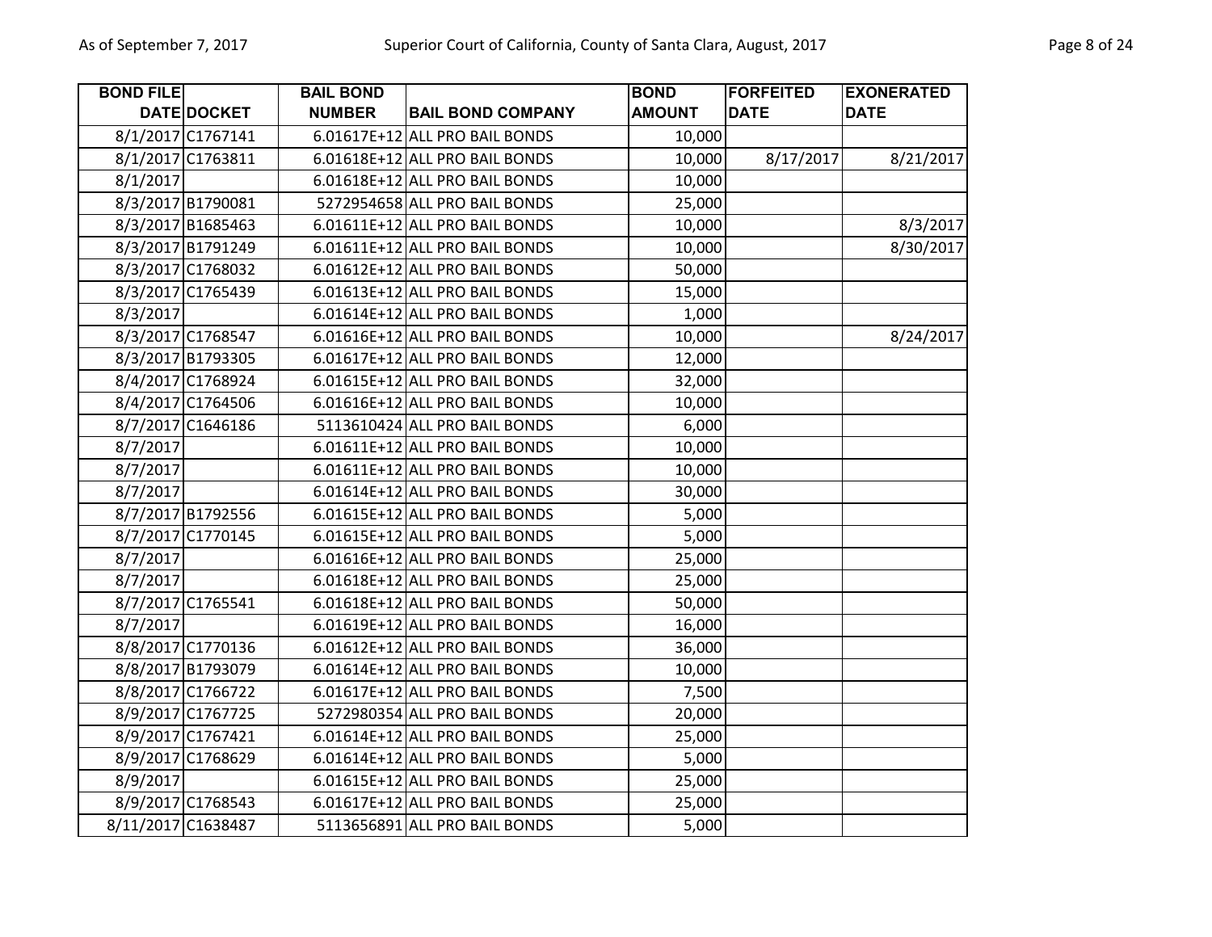| BOND FILE DATE | DOCKET | BAIL BOND NUMBER | BAIL BOND COMPANY | BOND AMOUNT | FORFEITED DATE | EXONERATED DATE |
|---|---|---|---|---|---|---|
| 8/1/2017 | C1767141 | 6.01617E+12 | ALL PRO BAIL BONDS | 10,000 | | |
| 8/1/2017 | C1763811 | 6.01618E+12 | ALL PRO BAIL BONDS | 10,000 | 8/17/2017 | 8/21/2017 |
| 8/1/2017 | | 6.01618E+12 | ALL PRO BAIL BONDS | 10,000 | | |
| 8/3/2017 | B1790081 | 5272954658 | ALL PRO BAIL BONDS | 25,000 | | |
| 8/3/2017 | B1685463 | 6.01611E+12 | ALL PRO BAIL BONDS | 10,000 | | 8/3/2017 |
| 8/3/2017 | B1791249 | 6.01611E+12 | ALL PRO BAIL BONDS | 10,000 | | 8/30/2017 |
| 8/3/2017 | C1768032 | 6.01612E+12 | ALL PRO BAIL BONDS | 50,000 | | |
| 8/3/2017 | C1765439 | 6.01613E+12 | ALL PRO BAIL BONDS | 15,000 | | |
| 8/3/2017 | | 6.01614E+12 | ALL PRO BAIL BONDS | 1,000 | | |
| 8/3/2017 | C1768547 | 6.01616E+12 | ALL PRO BAIL BONDS | 10,000 | | 8/24/2017 |
| 8/3/2017 | B1793305 | 6.01617E+12 | ALL PRO BAIL BONDS | 12,000 | | |
| 8/4/2017 | C1768924 | 6.01615E+12 | ALL PRO BAIL BONDS | 32,000 | | |
| 8/4/2017 | C1764506 | 6.01616E+12 | ALL PRO BAIL BONDS | 10,000 | | |
| 8/7/2017 | C1646186 | 5113610424 | ALL PRO BAIL BONDS | 6,000 | | |
| 8/7/2017 | | 6.01611E+12 | ALL PRO BAIL BONDS | 10,000 | | |
| 8/7/2017 | | 6.01611E+12 | ALL PRO BAIL BONDS | 10,000 | | |
| 8/7/2017 | | 6.01614E+12 | ALL PRO BAIL BONDS | 30,000 | | |
| 8/7/2017 | B1792556 | 6.01615E+12 | ALL PRO BAIL BONDS | 5,000 | | |
| 8/7/2017 | C1770145 | 6.01615E+12 | ALL PRO BAIL BONDS | 5,000 | | |
| 8/7/2017 | | 6.01616E+12 | ALL PRO BAIL BONDS | 25,000 | | |
| 8/7/2017 | | 6.01618E+12 | ALL PRO BAIL BONDS | 25,000 | | |
| 8/7/2017 | C1765541 | 6.01618E+12 | ALL PRO BAIL BONDS | 50,000 | | |
| 8/7/2017 | | 6.01619E+12 | ALL PRO BAIL BONDS | 16,000 | | |
| 8/8/2017 | C1770136 | 6.01612E+12 | ALL PRO BAIL BONDS | 36,000 | | |
| 8/8/2017 | B1793079 | 6.01614E+12 | ALL PRO BAIL BONDS | 10,000 | | |
| 8/8/2017 | C1766722 | 6.01617E+12 | ALL PRO BAIL BONDS | 7,500 | | |
| 8/9/2017 | C1767725 | 5272980354 | ALL PRO BAIL BONDS | 20,000 | | |
| 8/9/2017 | C1767421 | 6.01614E+12 | ALL PRO BAIL BONDS | 25,000 | | |
| 8/9/2017 | C1768629 | 6.01614E+12 | ALL PRO BAIL BONDS | 5,000 | | |
| 8/9/2017 | | 6.01615E+12 | ALL PRO BAIL BONDS | 25,000 | | |
| 8/9/2017 | C1768543 | 6.01617E+12 | ALL PRO BAIL BONDS | 25,000 | | |
| 8/11/2017 | C1638487 | 5113656891 | ALL PRO BAIL BONDS | 5,000 | | |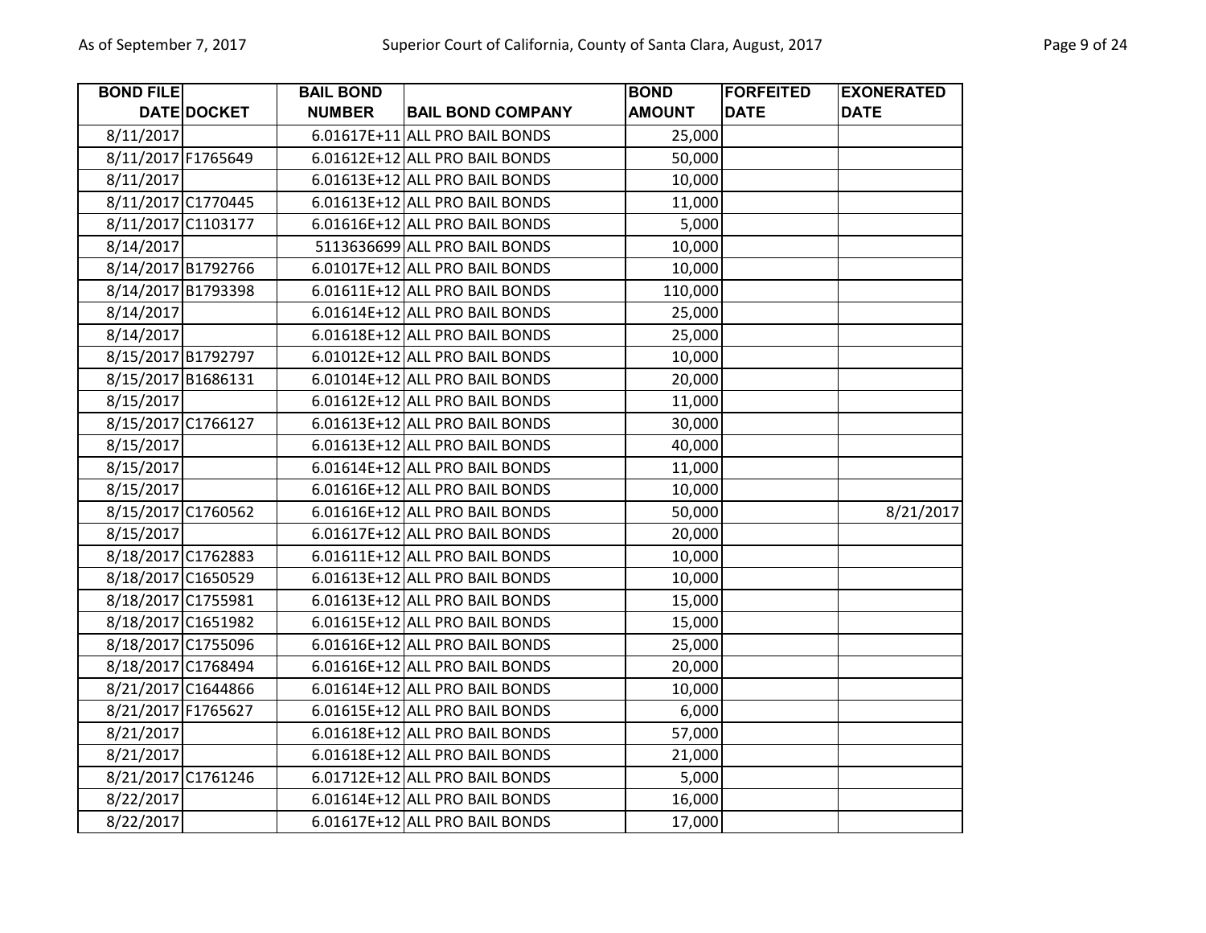| BOND FILE DATE | DOCKET | BAIL BOND NUMBER | BAIL BOND COMPANY | BOND AMOUNT | FORFEITED DATE | EXONERATED DATE |
|---|---|---|---|---|---|---|
| 8/11/2017 | | 6.01617E+11 | ALL PRO BAIL BONDS | 25,000 | | |
| 8/11/2017 | F1765649 | 6.01612E+12 | ALL PRO BAIL BONDS | 50,000 | | |
| 8/11/2017 | | 6.01613E+12 | ALL PRO BAIL BONDS | 10,000 | | |
| 8/11/2017 | C1770445 | 6.01613E+12 | ALL PRO BAIL BONDS | 11,000 | | |
| 8/11/2017 | C1103177 | 6.01616E+12 | ALL PRO BAIL BONDS | 5,000 | | |
| 8/14/2017 | | 5113636699 | ALL PRO BAIL BONDS | 10,000 | | |
| 8/14/2017 | B1792766 | 6.01017E+12 | ALL PRO BAIL BONDS | 10,000 | | |
| 8/14/2017 | B1793398 | 6.01611E+12 | ALL PRO BAIL BONDS | 110,000 | | |
| 8/14/2017 | | 6.01614E+12 | ALL PRO BAIL BONDS | 25,000 | | |
| 8/14/2017 | | 6.01618E+12 | ALL PRO BAIL BONDS | 25,000 | | |
| 8/15/2017 | B1792797 | 6.01012E+12 | ALL PRO BAIL BONDS | 10,000 | | |
| 8/15/2017 | B1686131 | 6.01014E+12 | ALL PRO BAIL BONDS | 20,000 | | |
| 8/15/2017 | | 6.01612E+12 | ALL PRO BAIL BONDS | 11,000 | | |
| 8/15/2017 | C1766127 | 6.01613E+12 | ALL PRO BAIL BONDS | 30,000 | | |
| 8/15/2017 | | 6.01613E+12 | ALL PRO BAIL BONDS | 40,000 | | |
| 8/15/2017 | | 6.01614E+12 | ALL PRO BAIL BONDS | 11,000 | | |
| 8/15/2017 | | 6.01616E+12 | ALL PRO BAIL BONDS | 10,000 | | |
| 8/15/2017 | C1760562 | 6.01616E+12 | ALL PRO BAIL BONDS | 50,000 | | 8/21/2017 |
| 8/15/2017 | | 6.01617E+12 | ALL PRO BAIL BONDS | 20,000 | | |
| 8/18/2017 | C1762883 | 6.01611E+12 | ALL PRO BAIL BONDS | 10,000 | | |
| 8/18/2017 | C1650529 | 6.01613E+12 | ALL PRO BAIL BONDS | 10,000 | | |
| 8/18/2017 | C1755981 | 6.01613E+12 | ALL PRO BAIL BONDS | 15,000 | | |
| 8/18/2017 | C1651982 | 6.01615E+12 | ALL PRO BAIL BONDS | 15,000 | | |
| 8/18/2017 | C1755096 | 6.01616E+12 | ALL PRO BAIL BONDS | 25,000 | | |
| 8/18/2017 | C1768494 | 6.01616E+12 | ALL PRO BAIL BONDS | 20,000 | | |
| 8/21/2017 | C1644866 | 6.01614E+12 | ALL PRO BAIL BONDS | 10,000 | | |
| 8/21/2017 | F1765627 | 6.01615E+12 | ALL PRO BAIL BONDS | 6,000 | | |
| 8/21/2017 | | 6.01618E+12 | ALL PRO BAIL BONDS | 57,000 | | |
| 8/21/2017 | | 6.01618E+12 | ALL PRO BAIL BONDS | 21,000 | | |
| 8/21/2017 | C1761246 | 6.01712E+12 | ALL PRO BAIL BONDS | 5,000 | | |
| 8/22/2017 | | 6.01614E+12 | ALL PRO BAIL BONDS | 16,000 | | |
| 8/22/2017 | | 6.01617E+12 | ALL PRO BAIL BONDS | 17,000 | | |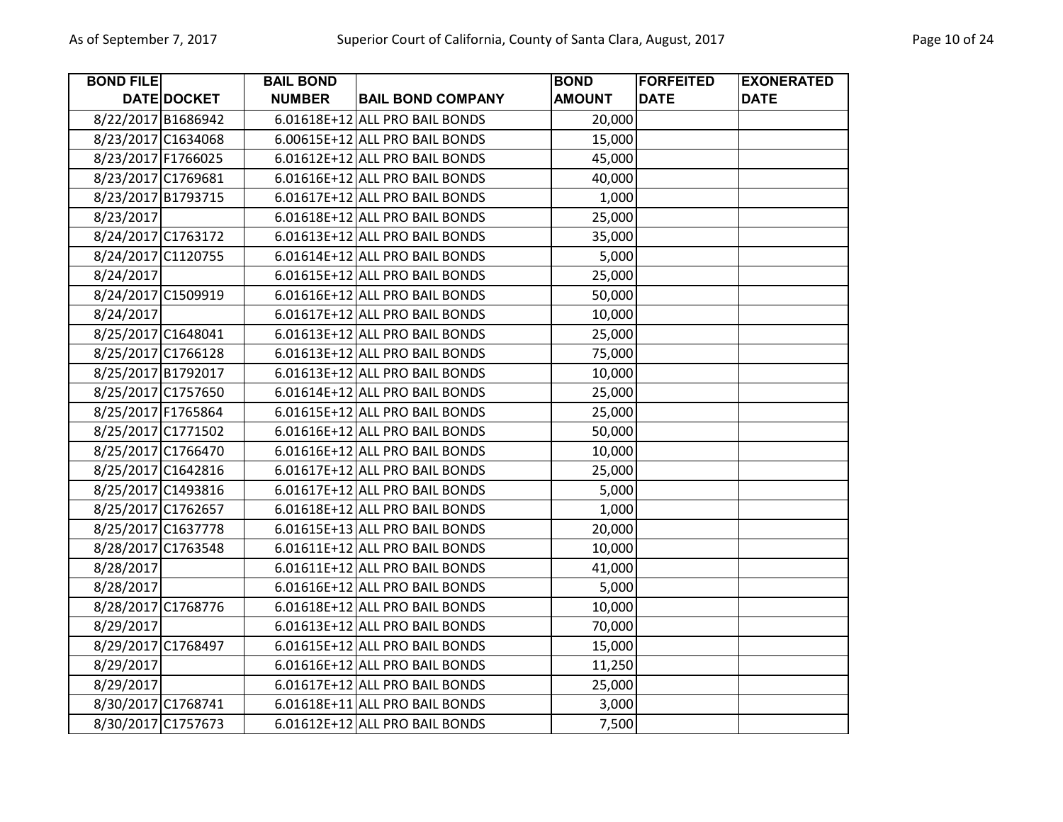| BOND FILE DATE | DOCKET | BAIL BOND NUMBER | BAIL BOND COMPANY | BOND AMOUNT | FORFEITED DATE | EXONERATED DATE |
|---|---|---|---|---|---|---|
| 8/22/2017 | B1686942 | 6.01618E+12 | ALL PRO BAIL BONDS | 20,000 | | |
| 8/23/2017 | C1634068 | 6.00615E+12 | ALL PRO BAIL BONDS | 15,000 | | |
| 8/23/2017 | F1766025 | 6.01612E+12 | ALL PRO BAIL BONDS | 45,000 | | |
| 8/23/2017 | C1769681 | 6.01616E+12 | ALL PRO BAIL BONDS | 40,000 | | |
| 8/23/2017 | B1793715 | 6.01617E+12 | ALL PRO BAIL BONDS | 1,000 | | |
| 8/23/2017 | | 6.01618E+12 | ALL PRO BAIL BONDS | 25,000 | | |
| 8/24/2017 | C1763172 | 6.01613E+12 | ALL PRO BAIL BONDS | 35,000 | | |
| 8/24/2017 | C1120755 | 6.01614E+12 | ALL PRO BAIL BONDS | 5,000 | | |
| 8/24/2017 | | 6.01615E+12 | ALL PRO BAIL BONDS | 25,000 | | |
| 8/24/2017 | C1509919 | 6.01616E+12 | ALL PRO BAIL BONDS | 50,000 | | |
| 8/24/2017 | | 6.01617E+12 | ALL PRO BAIL BONDS | 10,000 | | |
| 8/25/2017 | C1648041 | 6.01613E+12 | ALL PRO BAIL BONDS | 25,000 | | |
| 8/25/2017 | C1766128 | 6.01613E+12 | ALL PRO BAIL BONDS | 75,000 | | |
| 8/25/2017 | B1792017 | 6.01613E+12 | ALL PRO BAIL BONDS | 10,000 | | |
| 8/25/2017 | C1757650 | 6.01614E+12 | ALL PRO BAIL BONDS | 25,000 | | |
| 8/25/2017 | F1765864 | 6.01615E+12 | ALL PRO BAIL BONDS | 25,000 | | |
| 8/25/2017 | C1771502 | 6.01616E+12 | ALL PRO BAIL BONDS | 50,000 | | |
| 8/25/2017 | C1766470 | 6.01616E+12 | ALL PRO BAIL BONDS | 10,000 | | |
| 8/25/2017 | C1642816 | 6.01617E+12 | ALL PRO BAIL BONDS | 25,000 | | |
| 8/25/2017 | C1493816 | 6.01617E+12 | ALL PRO BAIL BONDS | 5,000 | | |
| 8/25/2017 | C1762657 | 6.01618E+12 | ALL PRO BAIL BONDS | 1,000 | | |
| 8/25/2017 | C1637778 | 6.01615E+13 | ALL PRO BAIL BONDS | 20,000 | | |
| 8/28/2017 | C1763548 | 6.01611E+12 | ALL PRO BAIL BONDS | 10,000 | | |
| 8/28/2017 | | 6.01611E+12 | ALL PRO BAIL BONDS | 41,000 | | |
| 8/28/2017 | | 6.01616E+12 | ALL PRO BAIL BONDS | 5,000 | | |
| 8/28/2017 | C1768776 | 6.01618E+12 | ALL PRO BAIL BONDS | 10,000 | | |
| 8/29/2017 | | 6.01613E+12 | ALL PRO BAIL BONDS | 70,000 | | |
| 8/29/2017 | C1768497 | 6.01615E+12 | ALL PRO BAIL BONDS | 15,000 | | |
| 8/29/2017 | | 6.01616E+12 | ALL PRO BAIL BONDS | 11,250 | | |
| 8/29/2017 | | 6.01617E+12 | ALL PRO BAIL BONDS | 25,000 | | |
| 8/30/2017 | C1768741 | 6.01618E+11 | ALL PRO BAIL BONDS | 3,000 | | |
| 8/30/2017 | C1757673 | 6.01612E+12 | ALL PRO BAIL BONDS | 7,500 | | |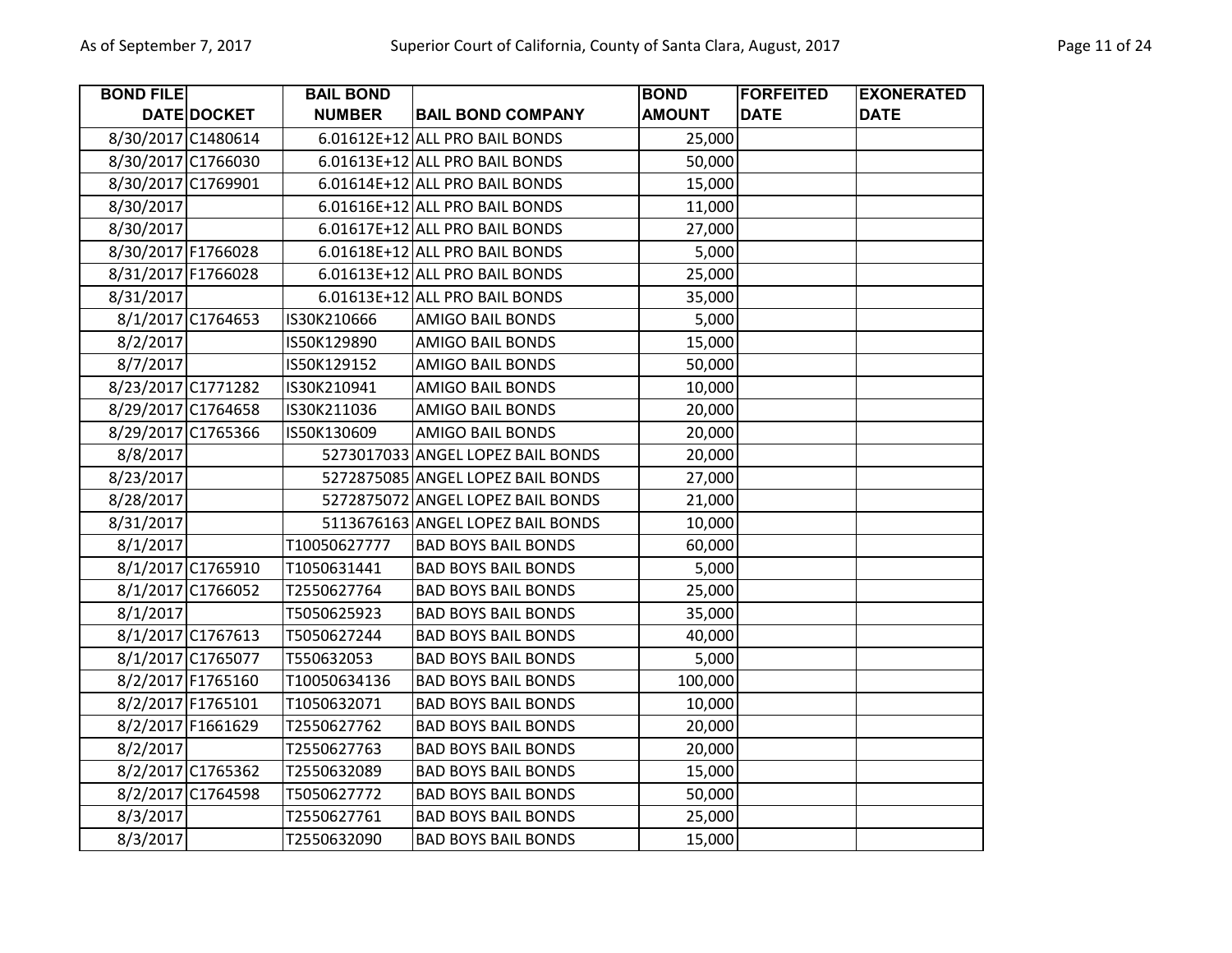| BOND FILE DATE | DOCKET | BAIL BOND NUMBER | BAIL BOND COMPANY | BOND AMOUNT | FORFEITED DATE | EXONERATED DATE |
|---|---|---|---|---|---|---|
| 8/30/2017 | C1480614 | 6.01612E+12 | ALL PRO BAIL BONDS | 25,000 | | |
| 8/30/2017 | C1766030 | 6.01613E+12 | ALL PRO BAIL BONDS | 50,000 | | |
| 8/30/2017 | C1769901 | 6.01614E+12 | ALL PRO BAIL BONDS | 15,000 | | |
| 8/30/2017 | | 6.01616E+12 | ALL PRO BAIL BONDS | 11,000 | | |
| 8/30/2017 | | 6.01617E+12 | ALL PRO BAIL BONDS | 27,000 | | |
| 8/30/2017 | F1766028 | 6.01618E+12 | ALL PRO BAIL BONDS | 5,000 | | |
| 8/31/2017 | F1766028 | 6.01613E+12 | ALL PRO BAIL BONDS | 25,000 | | |
| 8/31/2017 | | 6.01613E+12 | ALL PRO BAIL BONDS | 35,000 | | |
| 8/1/2017 | C1764653 | IS30K210666 | AMIGO BAIL BONDS | 5,000 | | |
| 8/2/2017 | | IS50K129890 | AMIGO BAIL BONDS | 15,000 | | |
| 8/7/2017 | | IS50K129152 | AMIGO BAIL BONDS | 50,000 | | |
| 8/23/2017 | C1771282 | IS30K210941 | AMIGO BAIL BONDS | 10,000 | | |
| 8/29/2017 | C1764658 | IS30K211036 | AMIGO BAIL BONDS | 20,000 | | |
| 8/29/2017 | C1765366 | IS50K130609 | AMIGO BAIL BONDS | 20,000 | | |
| 8/8/2017 | | 5273017033 | ANGEL LOPEZ BAIL BONDS | 20,000 | | |
| 8/23/2017 | | 5272875085 | ANGEL LOPEZ BAIL BONDS | 27,000 | | |
| 8/28/2017 | | 5272875072 | ANGEL LOPEZ BAIL BONDS | 21,000 | | |
| 8/31/2017 | | 5113676163 | ANGEL LOPEZ BAIL BONDS | 10,000 | | |
| 8/1/2017 | | T10050627777 | BAD BOYS BAIL BONDS | 60,000 | | |
| 8/1/2017 | C1765910 | T1050631441 | BAD BOYS BAIL BONDS | 5,000 | | |
| 8/1/2017 | C1766052 | T2550627764 | BAD BOYS BAIL BONDS | 25,000 | | |
| 8/1/2017 | | T5050625923 | BAD BOYS BAIL BONDS | 35,000 | | |
| 8/1/2017 | C1767613 | T5050627244 | BAD BOYS BAIL BONDS | 40,000 | | |
| 8/1/2017 | C1765077 | T550632053 | BAD BOYS BAIL BONDS | 5,000 | | |
| 8/2/2017 | F1765160 | T10050634136 | BAD BOYS BAIL BONDS | 100,000 | | |
| 8/2/2017 | F1765101 | T1050632071 | BAD BOYS BAIL BONDS | 10,000 | | |
| 8/2/2017 | F1661629 | T2550627762 | BAD BOYS BAIL BONDS | 20,000 | | |
| 8/2/2017 | | T2550627763 | BAD BOYS BAIL BONDS | 20,000 | | |
| 8/2/2017 | C1765362 | T2550632089 | BAD BOYS BAIL BONDS | 15,000 | | |
| 8/2/2017 | C1764598 | T5050627772 | BAD BOYS BAIL BONDS | 50,000 | | |
| 8/3/2017 | | T2550627761 | BAD BOYS BAIL BONDS | 25,000 | | |
| 8/3/2017 | | T2550632090 | BAD BOYS BAIL BONDS | 15,000 | | |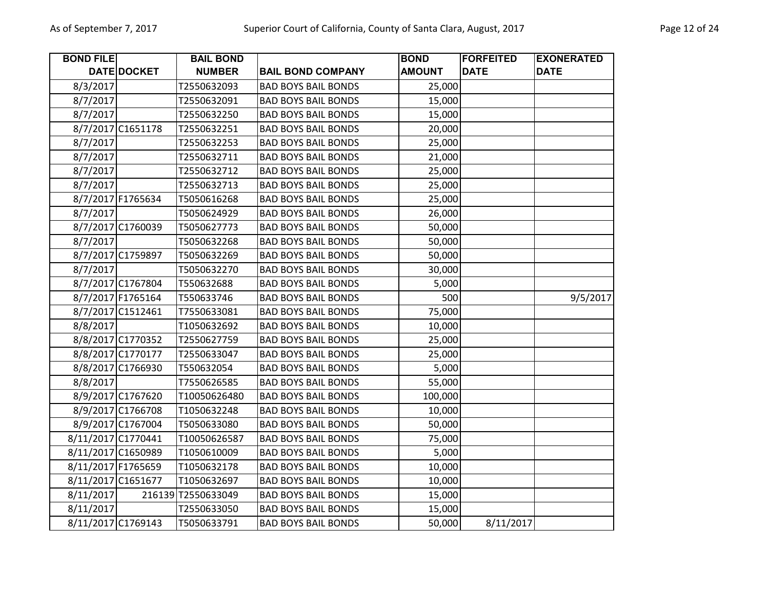| BOND FILE DATE | DOCKET | BAIL BOND NUMBER | BAIL BOND COMPANY | BOND AMOUNT | FORFEITED DATE | EXONERATED DATE |
|---|---|---|---|---|---|---|
| 8/3/2017 | | T2550632093 | BAD BOYS BAIL BONDS | 25,000 | | |
| 8/7/2017 | | T2550632091 | BAD BOYS BAIL BONDS | 15,000 | | |
| 8/7/2017 | | T2550632250 | BAD BOYS BAIL BONDS | 15,000 | | |
| 8/7/2017 | C1651178 | T2550632251 | BAD BOYS BAIL BONDS | 20,000 | | |
| 8/7/2017 | | T2550632253 | BAD BOYS BAIL BONDS | 25,000 | | |
| 8/7/2017 | | T2550632711 | BAD BOYS BAIL BONDS | 21,000 | | |
| 8/7/2017 | | T2550632712 | BAD BOYS BAIL BONDS | 25,000 | | |
| 8/7/2017 | | T2550632713 | BAD BOYS BAIL BONDS | 25,000 | | |
| 8/7/2017 | F1765634 | T5050616268 | BAD BOYS BAIL BONDS | 25,000 | | |
| 8/7/2017 | | T5050624929 | BAD BOYS BAIL BONDS | 26,000 | | |
| 8/7/2017 | C1760039 | T5050627773 | BAD BOYS BAIL BONDS | 50,000 | | |
| 8/7/2017 | | T5050632268 | BAD BOYS BAIL BONDS | 50,000 | | |
| 8/7/2017 | C1759897 | T5050632269 | BAD BOYS BAIL BONDS | 50,000 | | |
| 8/7/2017 | | T5050632270 | BAD BOYS BAIL BONDS | 30,000 | | |
| 8/7/2017 | C1767804 | T550632688 | BAD BOYS BAIL BONDS | 5,000 | | |
| 8/7/2017 | F1765164 | T550633746 | BAD BOYS BAIL BONDS | 500 | | 9/5/2017 |
| 8/7/2017 | C1512461 | T7550633081 | BAD BOYS BAIL BONDS | 75,000 | | |
| 8/8/2017 | | T1050632692 | BAD BOYS BAIL BONDS | 10,000 | | |
| 8/8/2017 | C1770352 | T2550627759 | BAD BOYS BAIL BONDS | 25,000 | | |
| 8/8/2017 | C1770177 | T2550633047 | BAD BOYS BAIL BONDS | 25,000 | | |
| 8/8/2017 | C1766930 | T550632054 | BAD BOYS BAIL BONDS | 5,000 | | |
| 8/8/2017 | | T7550626585 | BAD BOYS BAIL BONDS | 55,000 | | |
| 8/9/2017 | C1767620 | T10050626480 | BAD BOYS BAIL BONDS | 100,000 | | |
| 8/9/2017 | C1766708 | T1050632248 | BAD BOYS BAIL BONDS | 10,000 | | |
| 8/9/2017 | C1767004 | T5050633080 | BAD BOYS BAIL BONDS | 50,000 | | |
| 8/11/2017 | C1770441 | T10050626587 | BAD BOYS BAIL BONDS | 75,000 | | |
| 8/11/2017 | C1650989 | T1050610009 | BAD BOYS BAIL BONDS | 5,000 | | |
| 8/11/2017 | F1765659 | T1050632178 | BAD BOYS BAIL BONDS | 10,000 | | |
| 8/11/2017 | C1651677 | T1050632697 | BAD BOYS BAIL BONDS | 10,000 | | |
| 8/11/2017 | 216139 | T2550633049 | BAD BOYS BAIL BONDS | 15,000 | | |
| 8/11/2017 | | T2550633050 | BAD BOYS BAIL BONDS | 15,000 | | |
| 8/11/2017 | C1769143 | T5050633791 | BAD BOYS BAIL BONDS | 50,000 | 8/11/2017 | |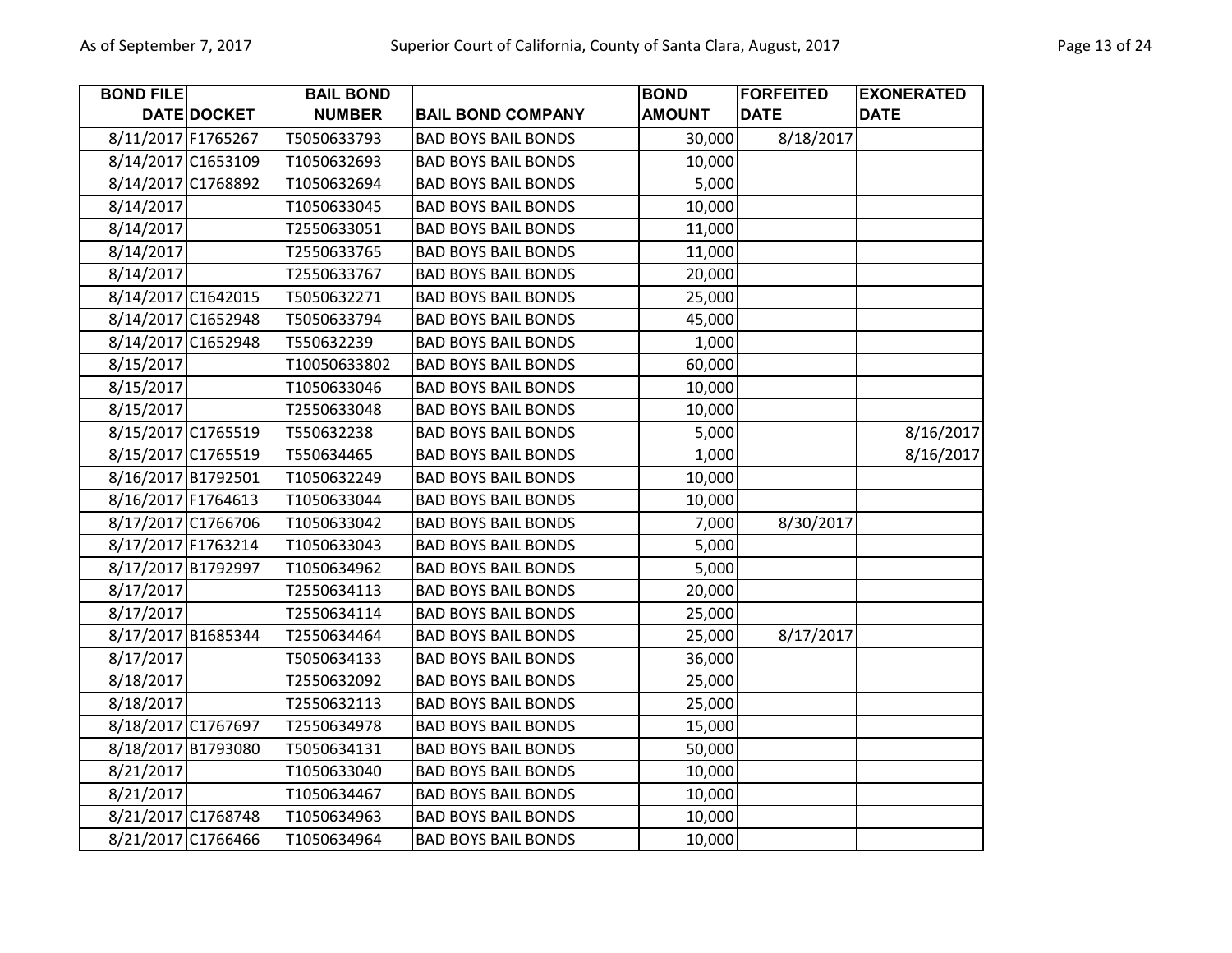| BOND FILE DATE | DOCKET | BAIL BOND NUMBER | BAIL BOND COMPANY | BOND AMOUNT | FORFEITED DATE | EXONERATED DATE |
|---|---|---|---|---|---|---|
| 8/11/2017 | F1765267 | T5050633793 | BAD BOYS BAIL BONDS | 30,000 | 8/18/2017 | |
| 8/14/2017 | C1653109 | T1050632693 | BAD BOYS BAIL BONDS | 10,000 | | |
| 8/14/2017 | C1768892 | T1050632694 | BAD BOYS BAIL BONDS | 5,000 | | |
| 8/14/2017 | | T1050633045 | BAD BOYS BAIL BONDS | 10,000 | | |
| 8/14/2017 | | T2550633051 | BAD BOYS BAIL BONDS | 11,000 | | |
| 8/14/2017 | | T2550633765 | BAD BOYS BAIL BONDS | 11,000 | | |
| 8/14/2017 | | T2550633767 | BAD BOYS BAIL BONDS | 20,000 | | |
| 8/14/2017 | C1642015 | T5050632271 | BAD BOYS BAIL BONDS | 25,000 | | |
| 8/14/2017 | C1652948 | T5050633794 | BAD BOYS BAIL BONDS | 45,000 | | |
| 8/14/2017 | C1652948 | T550632239 | BAD BOYS BAIL BONDS | 1,000 | | |
| 8/15/2017 | | T10050633802 | BAD BOYS BAIL BONDS | 60,000 | | |
| 8/15/2017 | | T1050633046 | BAD BOYS BAIL BONDS | 10,000 | | |
| 8/15/2017 | | T2550633048 | BAD BOYS BAIL BONDS | 10,000 | | |
| 8/15/2017 | C1765519 | T550632238 | BAD BOYS BAIL BONDS | 5,000 | | 8/16/2017 |
| 8/15/2017 | C1765519 | T550634465 | BAD BOYS BAIL BONDS | 1,000 | | 8/16/2017 |
| 8/16/2017 | B1792501 | T1050632249 | BAD BOYS BAIL BONDS | 10,000 | | |
| 8/16/2017 | F1764613 | T1050633044 | BAD BOYS BAIL BONDS | 10,000 | | |
| 8/17/2017 | C1766706 | T1050633042 | BAD BOYS BAIL BONDS | 7,000 | 8/30/2017 | |
| 8/17/2017 | F1763214 | T1050633043 | BAD BOYS BAIL BONDS | 5,000 | | |
| 8/17/2017 | B1792997 | T1050634962 | BAD BOYS BAIL BONDS | 5,000 | | |
| 8/17/2017 | | T2550634113 | BAD BOYS BAIL BONDS | 20,000 | | |
| 8/17/2017 | | T2550634114 | BAD BOYS BAIL BONDS | 25,000 | | |
| 8/17/2017 | B1685344 | T2550634464 | BAD BOYS BAIL BONDS | 25,000 | 8/17/2017 | |
| 8/17/2017 | | T5050634133 | BAD BOYS BAIL BONDS | 36,000 | | |
| 8/18/2017 | | T2550632092 | BAD BOYS BAIL BONDS | 25,000 | | |
| 8/18/2017 | | T2550632113 | BAD BOYS BAIL BONDS | 25,000 | | |
| 8/18/2017 | C1767697 | T2550634978 | BAD BOYS BAIL BONDS | 15,000 | | |
| 8/18/2017 | B1793080 | T5050634131 | BAD BOYS BAIL BONDS | 50,000 | | |
| 8/21/2017 | | T1050633040 | BAD BOYS BAIL BONDS | 10,000 | | |
| 8/21/2017 | | T1050634467 | BAD BOYS BAIL BONDS | 10,000 | | |
| 8/21/2017 | C1768748 | T1050634963 | BAD BOYS BAIL BONDS | 10,000 | | |
| 8/21/2017 | C1766466 | T1050634964 | BAD BOYS BAIL BONDS | 10,000 | | |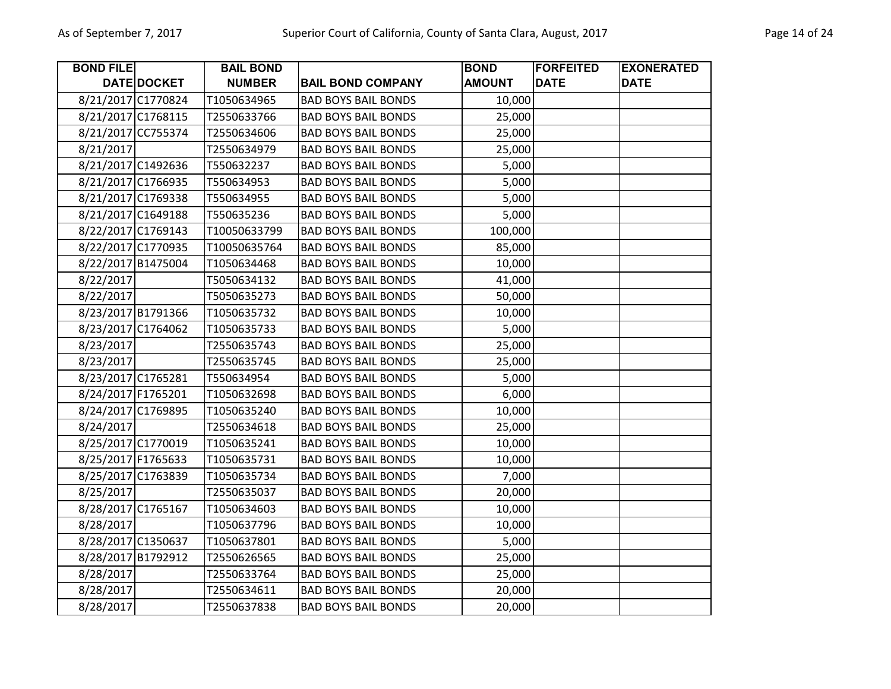| BOND FILE DATE | DOCKET | BAIL BOND NUMBER | BAIL BOND COMPANY | BOND AMOUNT | FORFEITED DATE | EXONERATED DATE |
|---|---|---|---|---|---|---|
| 8/21/2017 | C1770824 | T1050634965 | BAD BOYS BAIL BONDS | 10,000 | | |
| 8/21/2017 | C1768115 | T2550633766 | BAD BOYS BAIL BONDS | 25,000 | | |
| 8/21/2017 | CC755374 | T2550634606 | BAD BOYS BAIL BONDS | 25,000 | | |
| 8/21/2017 | | T2550634979 | BAD BOYS BAIL BONDS | 25,000 | | |
| 8/21/2017 | C1492636 | T550632237 | BAD BOYS BAIL BONDS | 5,000 | | |
| 8/21/2017 | C1766935 | T550634953 | BAD BOYS BAIL BONDS | 5,000 | | |
| 8/21/2017 | C1769338 | T550634955 | BAD BOYS BAIL BONDS | 5,000 | | |
| 8/21/2017 | C1649188 | T550635236 | BAD BOYS BAIL BONDS | 5,000 | | |
| 8/22/2017 | C1769143 | T10050633799 | BAD BOYS BAIL BONDS | 100,000 | | |
| 8/22/2017 | C1770935 | T10050635764 | BAD BOYS BAIL BONDS | 85,000 | | |
| 8/22/2017 | B1475004 | T1050634468 | BAD BOYS BAIL BONDS | 10,000 | | |
| 8/22/2017 | | T5050634132 | BAD BOYS BAIL BONDS | 41,000 | | |
| 8/22/2017 | | T5050635273 | BAD BOYS BAIL BONDS | 50,000 | | |
| 8/23/2017 | B1791366 | T1050635732 | BAD BOYS BAIL BONDS | 10,000 | | |
| 8/23/2017 | C1764062 | T1050635733 | BAD BOYS BAIL BONDS | 5,000 | | |
| 8/23/2017 | | T2550635743 | BAD BOYS BAIL BONDS | 25,000 | | |
| 8/23/2017 | | T2550635745 | BAD BOYS BAIL BONDS | 25,000 | | |
| 8/23/2017 | C1765281 | T550634954 | BAD BOYS BAIL BONDS | 5,000 | | |
| 8/24/2017 | F1765201 | T1050632698 | BAD BOYS BAIL BONDS | 6,000 | | |
| 8/24/2017 | C1769895 | T1050635240 | BAD BOYS BAIL BONDS | 10,000 | | |
| 8/24/2017 | | T2550634618 | BAD BOYS BAIL BONDS | 25,000 | | |
| 8/25/2017 | C1770019 | T1050635241 | BAD BOYS BAIL BONDS | 10,000 | | |
| 8/25/2017 | F1765633 | T1050635731 | BAD BOYS BAIL BONDS | 10,000 | | |
| 8/25/2017 | C1763839 | T1050635734 | BAD BOYS BAIL BONDS | 7,000 | | |
| 8/25/2017 | | T2550635037 | BAD BOYS BAIL BONDS | 20,000 | | |
| 8/28/2017 | C1765167 | T1050634603 | BAD BOYS BAIL BONDS | 10,000 | | |
| 8/28/2017 | | T1050637796 | BAD BOYS BAIL BONDS | 10,000 | | |
| 8/28/2017 | C1350637 | T1050637801 | BAD BOYS BAIL BONDS | 5,000 | | |
| 8/28/2017 | B1792912 | T2550626565 | BAD BOYS BAIL BONDS | 25,000 | | |
| 8/28/2017 | | T2550633764 | BAD BOYS BAIL BONDS | 25,000 | | |
| 8/28/2017 | | T2550634611 | BAD BOYS BAIL BONDS | 20,000 | | |
| 8/28/2017 | | T2550637838 | BAD BOYS BAIL BONDS | 20,000 | | |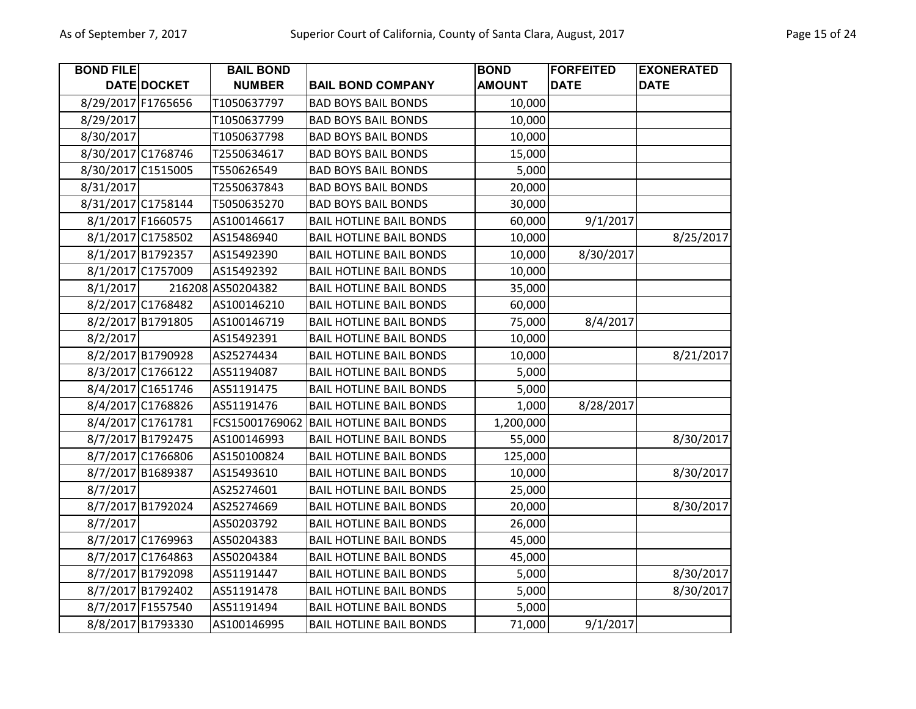| BOND FILE DATE | DOCKET | BAIL BOND NUMBER | BAIL BOND COMPANY | BOND AMOUNT | FORFEITED DATE | EXONERATED DATE |
|---|---|---|---|---|---|---|
| 8/29/2017 | F1765656 | T1050637797 | BAD BOYS BAIL BONDS | 10,000 | | |
| 8/29/2017 | | T1050637799 | BAD BOYS BAIL BONDS | 10,000 | | |
| 8/30/2017 | | T1050637798 | BAD BOYS BAIL BONDS | 10,000 | | |
| 8/30/2017 | C1768746 | T2550634617 | BAD BOYS BAIL BONDS | 15,000 | | |
| 8/30/2017 | C1515005 | T550626549 | BAD BOYS BAIL BONDS | 5,000 | | |
| 8/31/2017 | | T2550637843 | BAD BOYS BAIL BONDS | 20,000 | | |
| 8/31/2017 | C1758144 | T5050635270 | BAD BOYS BAIL BONDS | 30,000 | | |
| 8/1/2017 | F1660575 | AS100146617 | BAIL HOTLINE BAIL BONDS | 60,000 | 9/1/2017 | |
| 8/1/2017 | C1758502 | AS15486940 | BAIL HOTLINE BAIL BONDS | 10,000 | | 8/25/2017 |
| 8/1/2017 | B1792357 | AS15492390 | BAIL HOTLINE BAIL BONDS | 10,000 | 8/30/2017 | |
| 8/1/2017 | C1757009 | AS15492392 | BAIL HOTLINE BAIL BONDS | 10,000 | | |
| 8/1/2017 | 216208 | AS50204382 | BAIL HOTLINE BAIL BONDS | 35,000 | | |
| 8/2/2017 | C1768482 | AS100146210 | BAIL HOTLINE BAIL BONDS | 60,000 | | |
| 8/2/2017 | B1791805 | AS100146719 | BAIL HOTLINE BAIL BONDS | 75,000 | 8/4/2017 | |
| 8/2/2017 | | AS15492391 | BAIL HOTLINE BAIL BONDS | 10,000 | | |
| 8/2/2017 | B1790928 | AS25274434 | BAIL HOTLINE BAIL BONDS | 10,000 | | 8/21/2017 |
| 8/3/2017 | C1766122 | AS51194087 | BAIL HOTLINE BAIL BONDS | 5,000 | | |
| 8/4/2017 | C1651746 | AS51191475 | BAIL HOTLINE BAIL BONDS | 5,000 | | |
| 8/4/2017 | C1768826 | AS51191476 | BAIL HOTLINE BAIL BONDS | 1,000 | 8/28/2017 | |
| 8/4/2017 | C1761781 | FCS15001769062 | BAIL HOTLINE BAIL BONDS | 1,200,000 | | |
| 8/7/2017 | B1792475 | AS100146993 | BAIL HOTLINE BAIL BONDS | 55,000 | | 8/30/2017 |
| 8/7/2017 | C1766806 | AS150100824 | BAIL HOTLINE BAIL BONDS | 125,000 | | |
| 8/7/2017 | B1689387 | AS15493610 | BAIL HOTLINE BAIL BONDS | 10,000 | | 8/30/2017 |
| 8/7/2017 | | AS25274601 | BAIL HOTLINE BAIL BONDS | 25,000 | | |
| 8/7/2017 | B1792024 | AS25274669 | BAIL HOTLINE BAIL BONDS | 20,000 | | 8/30/2017 |
| 8/7/2017 | | AS50203792 | BAIL HOTLINE BAIL BONDS | 26,000 | | |
| 8/7/2017 | C1769963 | AS50204383 | BAIL HOTLINE BAIL BONDS | 45,000 | | |
| 8/7/2017 | C1764863 | AS50204384 | BAIL HOTLINE BAIL BONDS | 45,000 | | |
| 8/7/2017 | B1792098 | AS51191447 | BAIL HOTLINE BAIL BONDS | 5,000 | | 8/30/2017 |
| 8/7/2017 | B1792402 | AS51191478 | BAIL HOTLINE BAIL BONDS | 5,000 | | 8/30/2017 |
| 8/7/2017 | F1557540 | AS51191494 | BAIL HOTLINE BAIL BONDS | 5,000 | | |
| 8/8/2017 | B1793330 | AS100146995 | BAIL HOTLINE BAIL BONDS | 71,000 | 9/1/2017 | |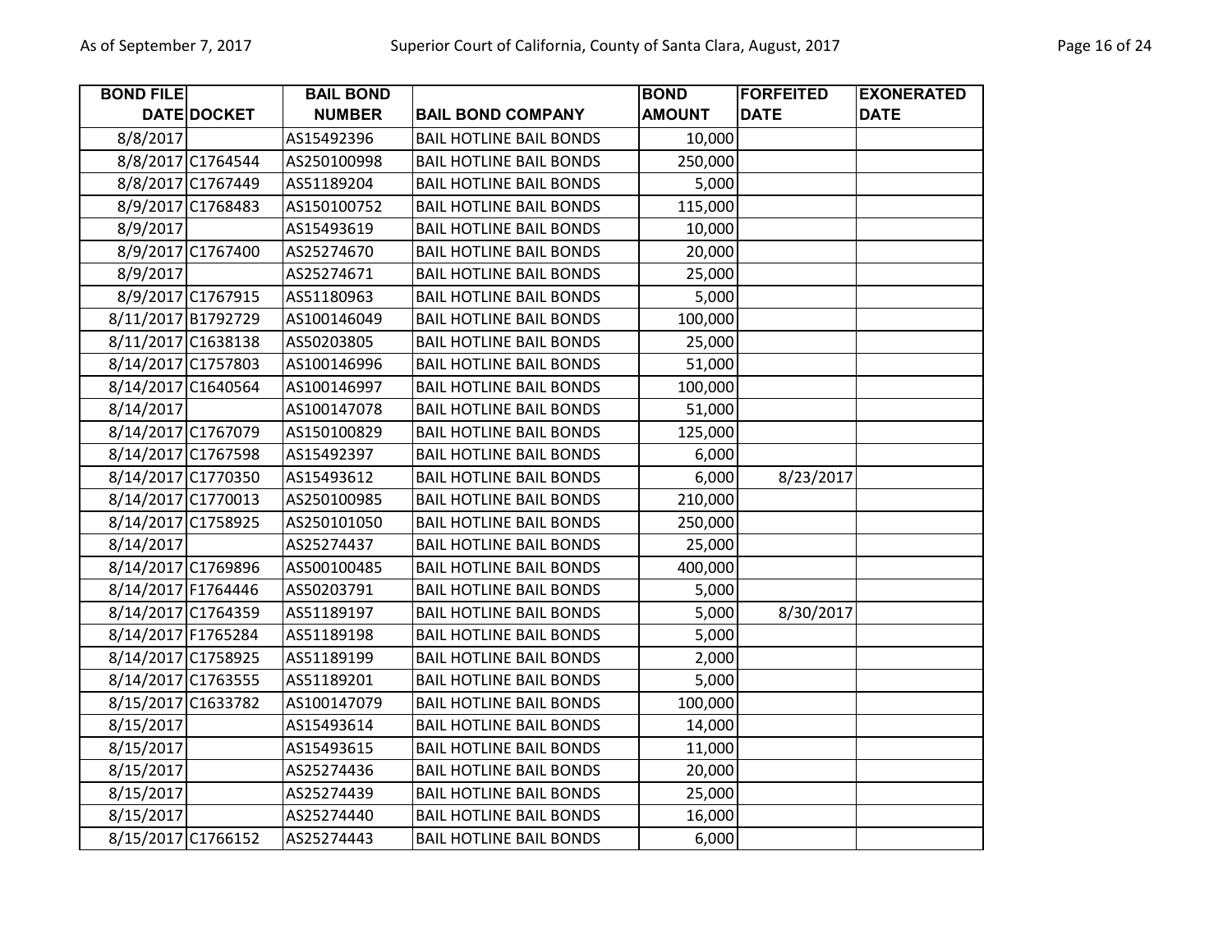| BOND FILE DATE | DOCKET | BAIL BOND NUMBER | BAIL BOND COMPANY | BOND AMOUNT | FORFEITED DATE | EXONERATED DATE |
|---|---|---|---|---|---|---|
| 8/8/2017 | | AS15492396 | BAIL HOTLINE BAIL BONDS | 10,000 | | |
| 8/8/2017 | C1764544 | AS250100998 | BAIL HOTLINE BAIL BONDS | 250,000 | | |
| 8/8/2017 | C1767449 | AS51189204 | BAIL HOTLINE BAIL BONDS | 5,000 | | |
| 8/9/2017 | C1768483 | AS150100752 | BAIL HOTLINE BAIL BONDS | 115,000 | | |
| 8/9/2017 | | AS15493619 | BAIL HOTLINE BAIL BONDS | 10,000 | | |
| 8/9/2017 | C1767400 | AS25274670 | BAIL HOTLINE BAIL BONDS | 20,000 | | |
| 8/9/2017 | | AS25274671 | BAIL HOTLINE BAIL BONDS | 25,000 | | |
| 8/9/2017 | C1767915 | AS51180963 | BAIL HOTLINE BAIL BONDS | 5,000 | | |
| 8/11/2017 | B1792729 | AS100146049 | BAIL HOTLINE BAIL BONDS | 100,000 | | |
| 8/11/2017 | C1638138 | AS50203805 | BAIL HOTLINE BAIL BONDS | 25,000 | | |
| 8/14/2017 | C1757803 | AS100146996 | BAIL HOTLINE BAIL BONDS | 51,000 | | |
| 8/14/2017 | C1640564 | AS100146997 | BAIL HOTLINE BAIL BONDS | 100,000 | | |
| 8/14/2017 | | AS100147078 | BAIL HOTLINE BAIL BONDS | 51,000 | | |
| 8/14/2017 | C1767079 | AS150100829 | BAIL HOTLINE BAIL BONDS | 125,000 | | |
| 8/14/2017 | C1767598 | AS15492397 | BAIL HOTLINE BAIL BONDS | 6,000 | | |
| 8/14/2017 | C1770350 | AS15493612 | BAIL HOTLINE BAIL BONDS | 6,000 | 8/23/2017 | |
| 8/14/2017 | C1770013 | AS250100985 | BAIL HOTLINE BAIL BONDS | 210,000 | | |
| 8/14/2017 | C1758925 | AS250101050 | BAIL HOTLINE BAIL BONDS | 250,000 | | |
| 8/14/2017 | | AS25274437 | BAIL HOTLINE BAIL BONDS | 25,000 | | |
| 8/14/2017 | C1769896 | AS500100485 | BAIL HOTLINE BAIL BONDS | 400,000 | | |
| 8/14/2017 | F1764446 | AS50203791 | BAIL HOTLINE BAIL BONDS | 5,000 | | |
| 8/14/2017 | C1764359 | AS51189197 | BAIL HOTLINE BAIL BONDS | 5,000 | 8/30/2017 | |
| 8/14/2017 | F1765284 | AS51189198 | BAIL HOTLINE BAIL BONDS | 5,000 | | |
| 8/14/2017 | C1758925 | AS51189199 | BAIL HOTLINE BAIL BONDS | 2,000 | | |
| 8/14/2017 | C1763555 | AS51189201 | BAIL HOTLINE BAIL BONDS | 5,000 | | |
| 8/15/2017 | C1633782 | AS100147079 | BAIL HOTLINE BAIL BONDS | 100,000 | | |
| 8/15/2017 | | AS15493614 | BAIL HOTLINE BAIL BONDS | 14,000 | | |
| 8/15/2017 | | AS15493615 | BAIL HOTLINE BAIL BONDS | 11,000 | | |
| 8/15/2017 | | AS25274436 | BAIL HOTLINE BAIL BONDS | 20,000 | | |
| 8/15/2017 | | AS25274439 | BAIL HOTLINE BAIL BONDS | 25,000 | | |
| 8/15/2017 | | AS25274440 | BAIL HOTLINE BAIL BONDS | 16,000 | | |
| 8/15/2017 | C1766152 | AS25274443 | BAIL HOTLINE BAIL BONDS | 6,000 | | |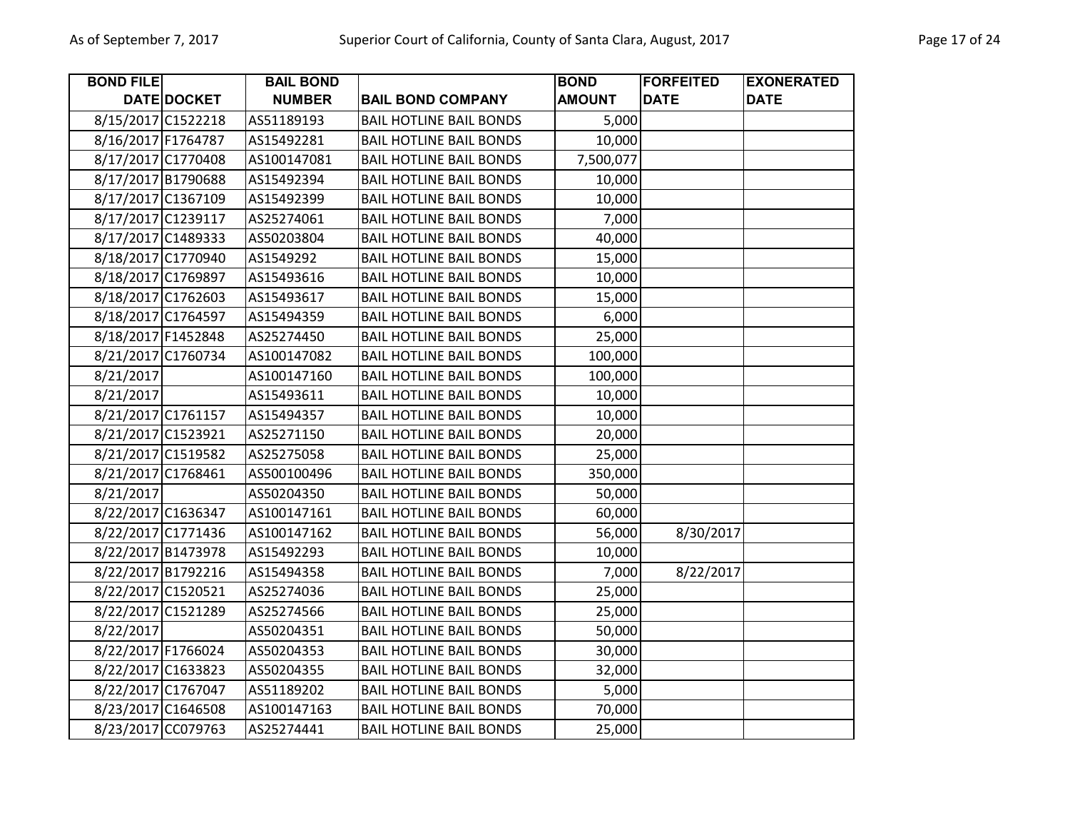| BOND FILE DATE | DOCKET | BAIL BOND NUMBER | BAIL BOND COMPANY | BOND AMOUNT | FORFEITED DATE | EXONERATED DATE |
|---|---|---|---|---|---|---|
| 8/15/2017 | C1522218 | AS51189193 | BAIL HOTLINE BAIL BONDS | 5,000 | | |
| 8/16/2017 | F1764787 | AS15492281 | BAIL HOTLINE BAIL BONDS | 10,000 | | |
| 8/17/2017 | C1770408 | AS100147081 | BAIL HOTLINE BAIL BONDS | 7,500,077 | | |
| 8/17/2017 | B1790688 | AS15492394 | BAIL HOTLINE BAIL BONDS | 10,000 | | |
| 8/17/2017 | C1367109 | AS15492399 | BAIL HOTLINE BAIL BONDS | 10,000 | | |
| 8/17/2017 | C1239117 | AS25274061 | BAIL HOTLINE BAIL BONDS | 7,000 | | |
| 8/17/2017 | C1489333 | AS50203804 | BAIL HOTLINE BAIL BONDS | 40,000 | | |
| 8/18/2017 | C1770940 | AS1549292 | BAIL HOTLINE BAIL BONDS | 15,000 | | |
| 8/18/2017 | C1769897 | AS15493616 | BAIL HOTLINE BAIL BONDS | 10,000 | | |
| 8/18/2017 | C1762603 | AS15493617 | BAIL HOTLINE BAIL BONDS | 15,000 | | |
| 8/18/2017 | C1764597 | AS15494359 | BAIL HOTLINE BAIL BONDS | 6,000 | | |
| 8/18/2017 | F1452848 | AS25274450 | BAIL HOTLINE BAIL BONDS | 25,000 | | |
| 8/21/2017 | C1760734 | AS100147082 | BAIL HOTLINE BAIL BONDS | 100,000 | | |
| 8/21/2017 | | AS100147160 | BAIL HOTLINE BAIL BONDS | 100,000 | | |
| 8/21/2017 | | AS15493611 | BAIL HOTLINE BAIL BONDS | 10,000 | | |
| 8/21/2017 | C1761157 | AS15494357 | BAIL HOTLINE BAIL BONDS | 10,000 | | |
| 8/21/2017 | C1523921 | AS25271150 | BAIL HOTLINE BAIL BONDS | 20,000 | | |
| 8/21/2017 | C1519582 | AS25275058 | BAIL HOTLINE BAIL BONDS | 25,000 | | |
| 8/21/2017 | C1768461 | AS500100496 | BAIL HOTLINE BAIL BONDS | 350,000 | | |
| 8/21/2017 | | AS50204350 | BAIL HOTLINE BAIL BONDS | 50,000 | | |
| 8/22/2017 | C1636347 | AS100147161 | BAIL HOTLINE BAIL BONDS | 60,000 | | |
| 8/22/2017 | C1771436 | AS100147162 | BAIL HOTLINE BAIL BONDS | 56,000 | 8/30/2017 | |
| 8/22/2017 | B1473978 | AS15492293 | BAIL HOTLINE BAIL BONDS | 10,000 | | |
| 8/22/2017 | B1792216 | AS15494358 | BAIL HOTLINE BAIL BONDS | 7,000 | 8/22/2017 | |
| 8/22/2017 | C1520521 | AS25274036 | BAIL HOTLINE BAIL BONDS | 25,000 | | |
| 8/22/2017 | C1521289 | AS25274566 | BAIL HOTLINE BAIL BONDS | 25,000 | | |
| 8/22/2017 | | AS50204351 | BAIL HOTLINE BAIL BONDS | 50,000 | | |
| 8/22/2017 | F1766024 | AS50204353 | BAIL HOTLINE BAIL BONDS | 30,000 | | |
| 8/22/2017 | C1633823 | AS50204355 | BAIL HOTLINE BAIL BONDS | 32,000 | | |
| 8/22/2017 | C1767047 | AS51189202 | BAIL HOTLINE BAIL BONDS | 5,000 | | |
| 8/23/2017 | C1646508 | AS100147163 | BAIL HOTLINE BAIL BONDS | 70,000 | | |
| 8/23/2017 | CC079763 | AS25274441 | BAIL HOTLINE BAIL BONDS | 25,000 | | |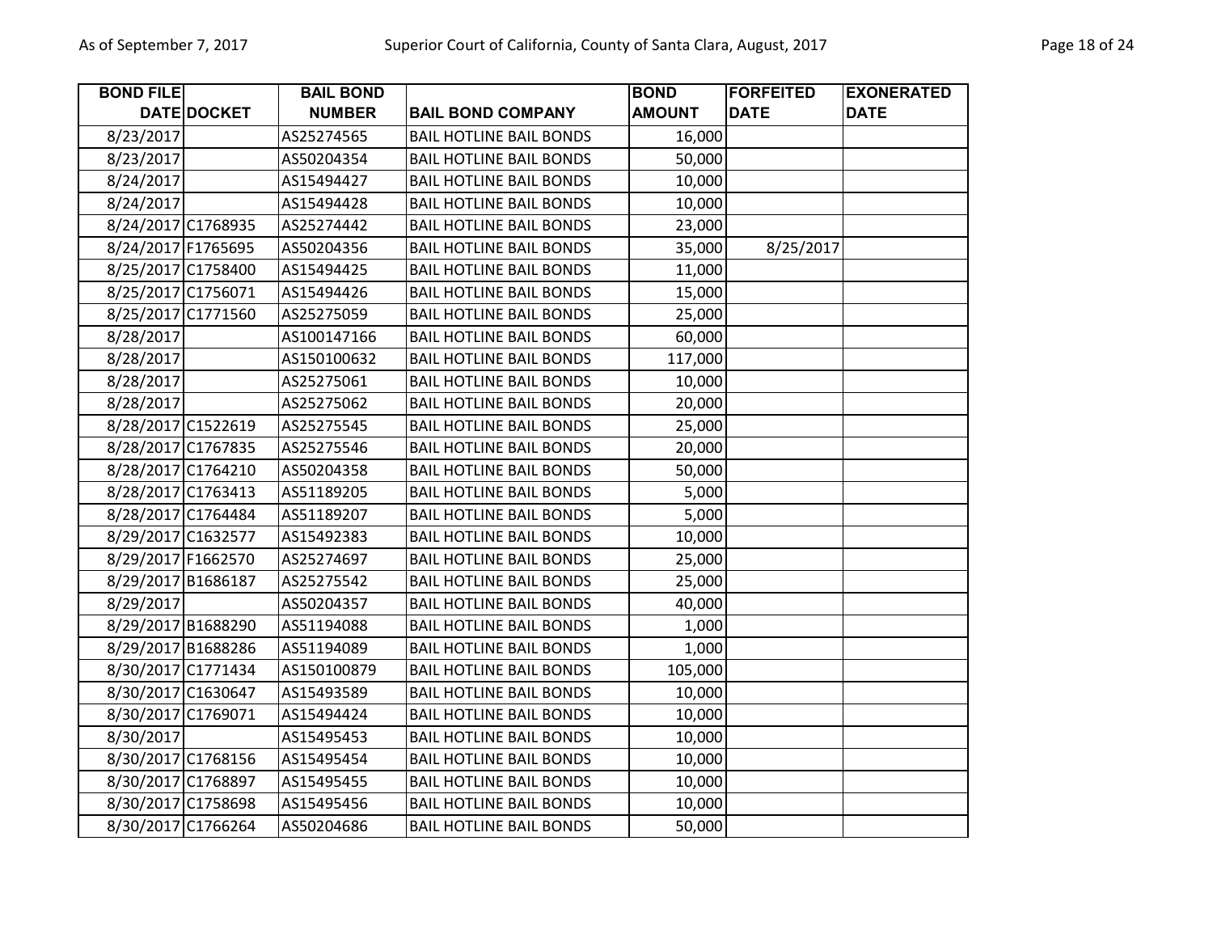| BOND FILE DATE | DOCKET | BAIL BOND NUMBER | BAIL BOND COMPANY | BOND AMOUNT | FORFEITED DATE | EXONERATED DATE |
|---|---|---|---|---|---|---|
| 8/23/2017 | | AS25274565 | BAIL HOTLINE BAIL BONDS | 16,000 | | |
| 8/23/2017 | | AS50204354 | BAIL HOTLINE BAIL BONDS | 50,000 | | |
| 8/24/2017 | | AS15494427 | BAIL HOTLINE BAIL BONDS | 10,000 | | |
| 8/24/2017 | | AS15494428 | BAIL HOTLINE BAIL BONDS | 10,000 | | |
| 8/24/2017 | C1768935 | AS25274442 | BAIL HOTLINE BAIL BONDS | 23,000 | | |
| 8/24/2017 | F1765695 | AS50204356 | BAIL HOTLINE BAIL BONDS | 35,000 | 8/25/2017 | |
| 8/25/2017 | C1758400 | AS15494425 | BAIL HOTLINE BAIL BONDS | 11,000 | | |
| 8/25/2017 | C1756071 | AS15494426 | BAIL HOTLINE BAIL BONDS | 15,000 | | |
| 8/25/2017 | C1771560 | AS25275059 | BAIL HOTLINE BAIL BONDS | 25,000 | | |
| 8/28/2017 | | AS100147166 | BAIL HOTLINE BAIL BONDS | 60,000 | | |
| 8/28/2017 | | AS150100632 | BAIL HOTLINE BAIL BONDS | 117,000 | | |
| 8/28/2017 | | AS25275061 | BAIL HOTLINE BAIL BONDS | 10,000 | | |
| 8/28/2017 | | AS25275062 | BAIL HOTLINE BAIL BONDS | 20,000 | | |
| 8/28/2017 | C1522619 | AS25275545 | BAIL HOTLINE BAIL BONDS | 25,000 | | |
| 8/28/2017 | C1767835 | AS25275546 | BAIL HOTLINE BAIL BONDS | 20,000 | | |
| 8/28/2017 | C1764210 | AS50204358 | BAIL HOTLINE BAIL BONDS | 50,000 | | |
| 8/28/2017 | C1763413 | AS51189205 | BAIL HOTLINE BAIL BONDS | 5,000 | | |
| 8/28/2017 | C1764484 | AS51189207 | BAIL HOTLINE BAIL BONDS | 5,000 | | |
| 8/29/2017 | C1632577 | AS15492383 | BAIL HOTLINE BAIL BONDS | 10,000 | | |
| 8/29/2017 | F1662570 | AS25274697 | BAIL HOTLINE BAIL BONDS | 25,000 | | |
| 8/29/2017 | B1686187 | AS25275542 | BAIL HOTLINE BAIL BONDS | 25,000 | | |
| 8/29/2017 | | AS50204357 | BAIL HOTLINE BAIL BONDS | 40,000 | | |
| 8/29/2017 | B1688290 | AS51194088 | BAIL HOTLINE BAIL BONDS | 1,000 | | |
| 8/29/2017 | B1688286 | AS51194089 | BAIL HOTLINE BAIL BONDS | 1,000 | | |
| 8/30/2017 | C1771434 | AS150100879 | BAIL HOTLINE BAIL BONDS | 105,000 | | |
| 8/30/2017 | C1630647 | AS15493589 | BAIL HOTLINE BAIL BONDS | 10,000 | | |
| 8/30/2017 | C1769071 | AS15494424 | BAIL HOTLINE BAIL BONDS | 10,000 | | |
| 8/30/2017 | | AS15495453 | BAIL HOTLINE BAIL BONDS | 10,000 | | |
| 8/30/2017 | C1768156 | AS15495454 | BAIL HOTLINE BAIL BONDS | 10,000 | | |
| 8/30/2017 | C1768897 | AS15495455 | BAIL HOTLINE BAIL BONDS | 10,000 | | |
| 8/30/2017 | C1758698 | AS15495456 | BAIL HOTLINE BAIL BONDS | 10,000 | | |
| 8/30/2017 | C1766264 | AS50204686 | BAIL HOTLINE BAIL BONDS | 50,000 | | |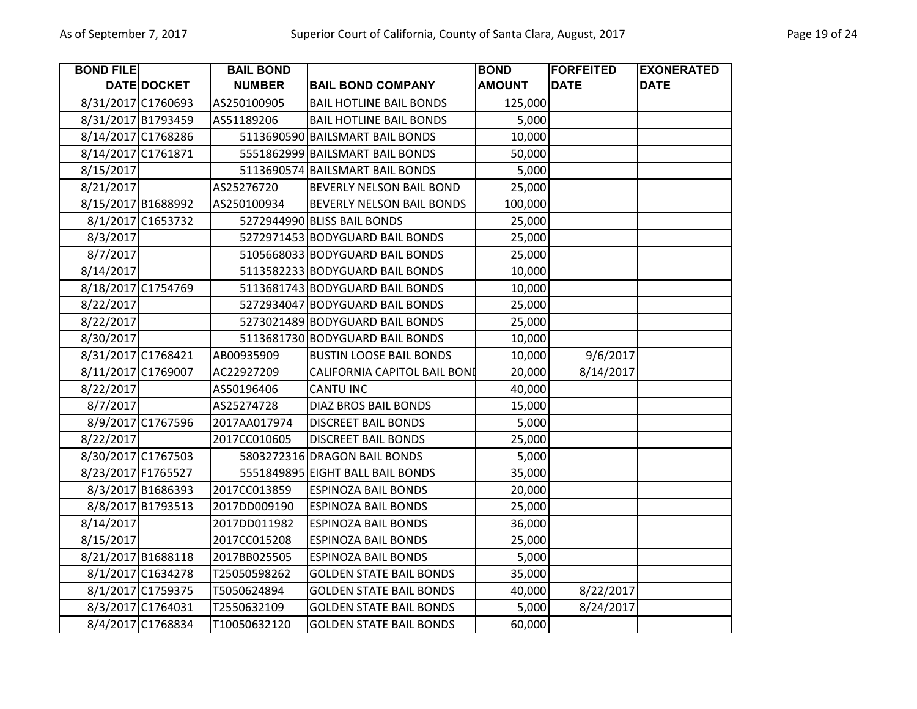| BOND FILE DATE | DOCKET | BAIL BOND NUMBER | BAIL BOND COMPANY | BOND AMOUNT | FORFEITED DATE | EXONERATED DATE |
|---|---|---|---|---|---|---|
| 8/31/2017 | C1760693 | AS250100905 | BAIL HOTLINE BAIL BONDS | 125,000 | | |
| 8/31/2017 | B1793459 | AS51189206 | BAIL HOTLINE BAIL BONDS | 5,000 | | |
| 8/14/2017 | C1768286 | 5113690590 | BAILSMART BAIL BONDS | 10,000 | | |
| 8/14/2017 | C1761871 | 5551862999 | BAILSMART BAIL BONDS | 50,000 | | |
| 8/15/2017 | | 5113690574 | BAILSMART BAIL BONDS | 5,000 | | |
| 8/21/2017 | | AS25276720 | BEVERLY NELSON BAIL BOND | 25,000 | | |
| 8/15/2017 | B1688992 | AS250100934 | BEVERLY NELSON BAIL BONDS | 100,000 | | |
| 8/1/2017 | C1653732 | 5272944990 | BLISS BAIL BONDS | 25,000 | | |
| 8/3/2017 | | 5272971453 | BODYGUARD BAIL BONDS | 25,000 | | |
| 8/7/2017 | | 5105668033 | BODYGUARD BAIL BONDS | 25,000 | | |
| 8/14/2017 | | 5113582233 | BODYGUARD BAIL BONDS | 10,000 | | |
| 8/18/2017 | C1754769 | 5113681743 | BODYGUARD BAIL BONDS | 10,000 | | |
| 8/22/2017 | | 5272934047 | BODYGUARD BAIL BONDS | 25,000 | | |
| 8/22/2017 | | 5273021489 | BODYGUARD BAIL BONDS | 25,000 | | |
| 8/30/2017 | | 5113681730 | BODYGUARD BAIL BONDS | 10,000 | | |
| 8/31/2017 | C1768421 | AB00935909 | BUSTIN LOOSE BAIL BONDS | 10,000 | 9/6/2017 | |
| 8/11/2017 | C1769007 | AC22927209 | CALIFORNIA CAPITOL BAIL BOND | 20,000 | 8/14/2017 | |
| 8/22/2017 | | AS50196406 | CANTU INC | 40,000 | | |
| 8/7/2017 | | AS25274728 | DIAZ BROS BAIL BONDS | 15,000 | | |
| 8/9/2017 | C1767596 | 2017AA017974 | DISCREET BAIL BONDS | 5,000 | | |
| 8/22/2017 | | 2017CC010605 | DISCREET BAIL BONDS | 25,000 | | |
| 8/30/2017 | C1767503 | 5803272316 | DRAGON BAIL BONDS | 5,000 | | |
| 8/23/2017 | F1765527 | 5551849895 | EIGHT BALL BAIL BONDS | 35,000 | | |
| 8/3/2017 | B1686393 | 2017CC013859 | ESPINOZA BAIL BONDS | 20,000 | | |
| 8/8/2017 | B1793513 | 2017DD009190 | ESPINOZA BAIL BONDS | 25,000 | | |
| 8/14/2017 | | 2017DD011982 | ESPINOZA BAIL BONDS | 36,000 | | |
| 8/15/2017 | | 2017CC015208 | ESPINOZA BAIL BONDS | 25,000 | | |
| 8/21/2017 | B1688118 | 2017BB025505 | ESPINOZA BAIL BONDS | 5,000 | | |
| 8/1/2017 | C1634278 | T25050598262 | GOLDEN STATE BAIL BONDS | 35,000 | | |
| 8/1/2017 | C1759375 | T5050624894 | GOLDEN STATE BAIL BONDS | 40,000 | 8/22/2017 | |
| 8/3/2017 | C1764031 | T2550632109 | GOLDEN STATE BAIL BONDS | 5,000 | 8/24/2017 | |
| 8/4/2017 | C1768834 | T10050632120 | GOLDEN STATE BAIL BONDS | 60,000 | | |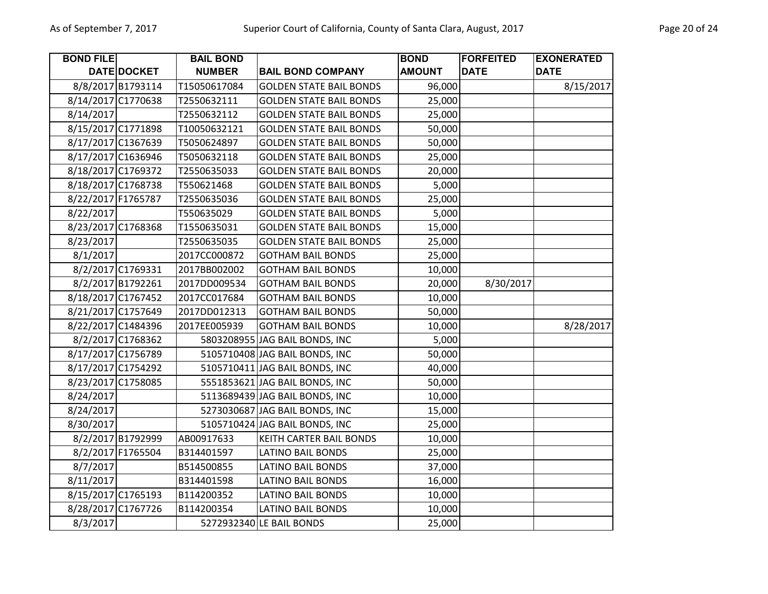| BOND FILE DATE | DOCKET | BAIL BOND NUMBER | BAIL BOND COMPANY | BOND AMOUNT | FORFEITED DATE | EXONERATED DATE |
|---|---|---|---|---|---|---|
| 8/8/2017 | B1793114 | T15050617084 | GOLDEN STATE BAIL BONDS | 96,000 | | 8/15/2017 |
| 8/14/2017 | C1770638 | T2550632111 | GOLDEN STATE BAIL BONDS | 25,000 | | |
| 8/14/2017 | | T2550632112 | GOLDEN STATE BAIL BONDS | 25,000 | | |
| 8/15/2017 | C1771898 | T10050632121 | GOLDEN STATE BAIL BONDS | 50,000 | | |
| 8/17/2017 | C1367639 | T5050624897 | GOLDEN STATE BAIL BONDS | 50,000 | | |
| 8/17/2017 | C1636946 | T5050632118 | GOLDEN STATE BAIL BONDS | 25,000 | | |
| 8/18/2017 | C1769372 | T2550635033 | GOLDEN STATE BAIL BONDS | 20,000 | | |
| 8/18/2017 | C1768738 | T550621468 | GOLDEN STATE BAIL BONDS | 5,000 | | |
| 8/22/2017 | F1765787 | T2550635036 | GOLDEN STATE BAIL BONDS | 25,000 | | |
| 8/22/2017 | | T550635029 | GOLDEN STATE BAIL BONDS | 5,000 | | |
| 8/23/2017 | C1768368 | T1550635031 | GOLDEN STATE BAIL BONDS | 15,000 | | |
| 8/23/2017 | | T2550635035 | GOLDEN STATE BAIL BONDS | 25,000 | | |
| 8/1/2017 | | 2017CC000872 | GOTHAM BAIL BONDS | 25,000 | | |
| 8/2/2017 | C1769331 | 2017BB002002 | GOTHAM BAIL BONDS | 10,000 | | |
| 8/2/2017 | B1792261 | 2017DD009534 | GOTHAM BAIL BONDS | 20,000 | 8/30/2017 | |
| 8/18/2017 | C1767452 | 2017CC017684 | GOTHAM BAIL BONDS | 10,000 | | |
| 8/21/2017 | C1757649 | 2017DD012313 | GOTHAM BAIL BONDS | 50,000 | | |
| 8/22/2017 | C1484396 | 2017EE005939 | GOTHAM BAIL BONDS | 10,000 | | 8/28/2017 |
| 8/2/2017 | C1768362 | 5803208955 | JAG BAIL BONDS, INC | 5,000 | | |
| 8/17/2017 | C1756789 | 5105710408 | JAG BAIL BONDS, INC | 50,000 | | |
| 8/17/2017 | C1754292 | 5105710411 | JAG BAIL BONDS, INC | 40,000 | | |
| 8/23/2017 | C1758085 | 5551853621 | JAG BAIL BONDS, INC | 50,000 | | |
| 8/24/2017 | | 5113689439 | JAG BAIL BONDS, INC | 10,000 | | |
| 8/24/2017 | | 5273030687 | JAG BAIL BONDS, INC | 15,000 | | |
| 8/30/2017 | | 5105710424 | JAG BAIL BONDS, INC | 25,000 | | |
| 8/2/2017 | B1792999 | AB00917633 | KEITH CARTER BAIL BONDS | 10,000 | | |
| 8/2/2017 | F1765504 | B314401597 | LATINO BAIL BONDS | 25,000 | | |
| 8/7/2017 | | B514500855 | LATINO BAIL BONDS | 37,000 | | |
| 8/11/2017 | | B314401598 | LATINO BAIL BONDS | 16,000 | | |
| 8/15/2017 | C1765193 | B114200352 | LATINO BAIL BONDS | 10,000 | | |
| 8/28/2017 | C1767726 | B114200354 | LATINO BAIL BONDS | 10,000 | | |
| 8/3/2017 | | 5272932340 | LE BAIL BONDS | 25,000 | | |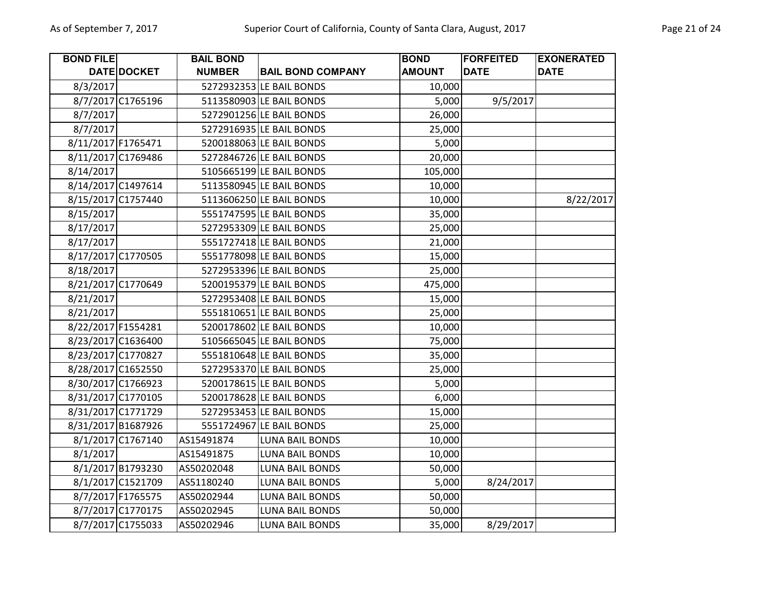| BOND FILE DATE | DOCKET | BAIL BOND NUMBER | BAIL BOND COMPANY | BOND AMOUNT | FORFEITED DATE | EXONERATED DATE |
|---|---|---|---|---|---|---|
| 8/3/2017 | | 5272932353 | LE BAIL BONDS | 10,000 | | |
| 8/7/2017 | C1765196 | 5113580903 | LE BAIL BONDS | 5,000 | 9/5/2017 | |
| 8/7/2017 | | 5272901256 | LE BAIL BONDS | 26,000 | | |
| 8/7/2017 | | 5272916935 | LE BAIL BONDS | 25,000 | | |
| 8/11/2017 | F1765471 | 5200188063 | LE BAIL BONDS | 5,000 | | |
| 8/11/2017 | C1769486 | 5272846726 | LE BAIL BONDS | 20,000 | | |
| 8/14/2017 | | 5105665199 | LE BAIL BONDS | 105,000 | | |
| 8/14/2017 | C1497614 | 5113580945 | LE BAIL BONDS | 10,000 | | |
| 8/15/2017 | C1757440 | 5113606250 | LE BAIL BONDS | 10,000 | | 8/22/2017 |
| 8/15/2017 | | 5551747595 | LE BAIL BONDS | 35,000 | | |
| 8/17/2017 | | 5272953309 | LE BAIL BONDS | 25,000 | | |
| 8/17/2017 | | 5551727418 | LE BAIL BONDS | 21,000 | | |
| 8/17/2017 | C1770505 | 5551778098 | LE BAIL BONDS | 15,000 | | |
| 8/18/2017 | | 5272953396 | LE BAIL BONDS | 25,000 | | |
| 8/21/2017 | C1770649 | 5200195379 | LE BAIL BONDS | 475,000 | | |
| 8/21/2017 | | 5272953408 | LE BAIL BONDS | 15,000 | | |
| 8/21/2017 | | 5551810651 | LE BAIL BONDS | 25,000 | | |
| 8/22/2017 | F1554281 | 5200178602 | LE BAIL BONDS | 10,000 | | |
| 8/23/2017 | C1636400 | 5105665045 | LE BAIL BONDS | 75,000 | | |
| 8/23/2017 | C1770827 | 5551810648 | LE BAIL BONDS | 35,000 | | |
| 8/28/2017 | C1652550 | 5272953370 | LE BAIL BONDS | 25,000 | | |
| 8/30/2017 | C1766923 | 5200178615 | LE BAIL BONDS | 5,000 | | |
| 8/31/2017 | C1770105 | 5200178628 | LE BAIL BONDS | 6,000 | | |
| 8/31/2017 | C1771729 | 5272953453 | LE BAIL BONDS | 15,000 | | |
| 8/31/2017 | B1687926 | 5551724967 | LE BAIL BONDS | 25,000 | | |
| 8/1/2017 | C1767140 | AS15491874 | LUNA BAIL BONDS | 10,000 | | |
| 8/1/2017 | | AS15491875 | LUNA BAIL BONDS | 10,000 | | |
| 8/1/2017 | B1793230 | AS50202048 | LUNA BAIL BONDS | 50,000 | | |
| 8/1/2017 | C1521709 | AS51180240 | LUNA BAIL BONDS | 5,000 | 8/24/2017 | |
| 8/7/2017 | F1765575 | AS50202944 | LUNA BAIL BONDS | 50,000 | | |
| 8/7/2017 | C1770175 | AS50202945 | LUNA BAIL BONDS | 50,000 | | |
| 8/7/2017 | C1755033 | AS50202946 | LUNA BAIL BONDS | 35,000 | 8/29/2017 | |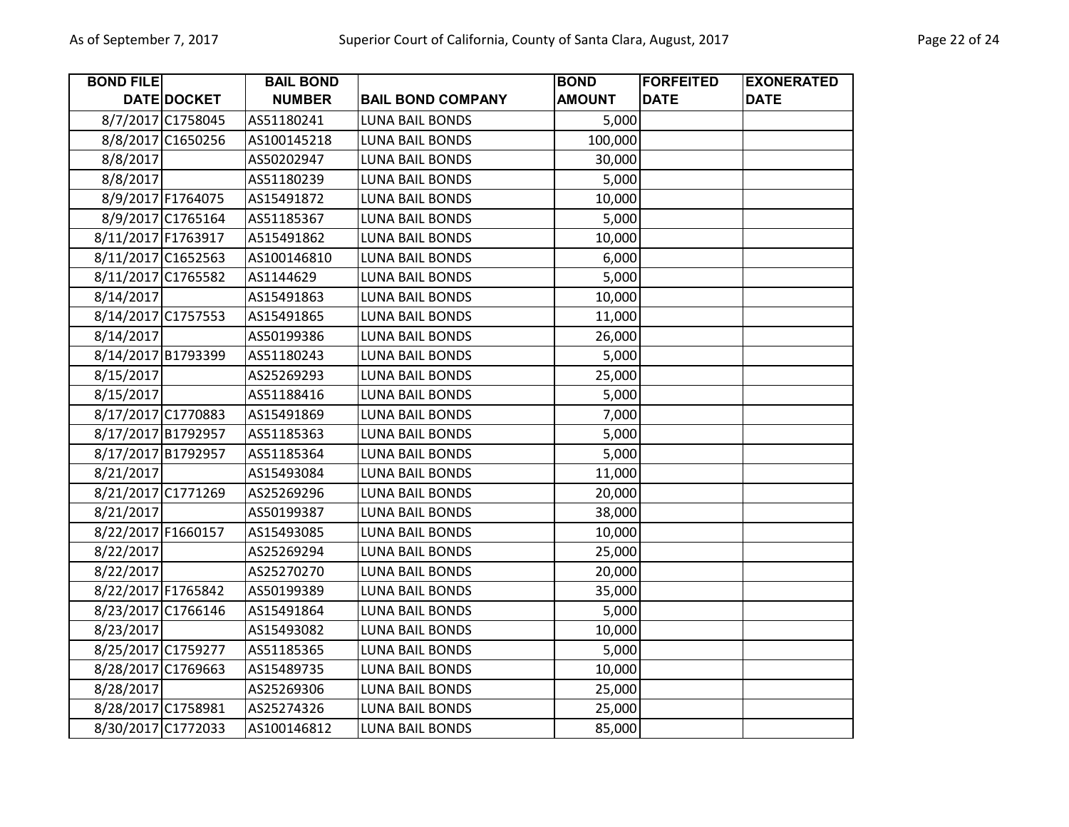| BOND FILE DATE | DOCKET | BAIL BOND NUMBER | BAIL BOND COMPANY | BOND AMOUNT | FORFEITED DATE | EXONERATED DATE |
|---|---|---|---|---|---|---|
| 8/7/2017 | C1758045 | AS51180241 | LUNA BAIL BONDS | 5,000 | | |
| 8/8/2017 | C1650256 | AS100145218 | LUNA BAIL BONDS | 100,000 | | |
| 8/8/2017 | | AS50202947 | LUNA BAIL BONDS | 30,000 | | |
| 8/8/2017 | | AS51180239 | LUNA BAIL BONDS | 5,000 | | |
| 8/9/2017 | F1764075 | AS15491872 | LUNA BAIL BONDS | 10,000 | | |
| 8/9/2017 | C1765164 | AS51185367 | LUNA BAIL BONDS | 5,000 | | |
| 8/11/2017 | F1763917 | A515491862 | LUNA BAIL BONDS | 10,000 | | |
| 8/11/2017 | C1652563 | AS100146810 | LUNA BAIL BONDS | 6,000 | | |
| 8/11/2017 | C1765582 | AS1144629 | LUNA BAIL BONDS | 5,000 | | |
| 8/14/2017 | | AS15491863 | LUNA BAIL BONDS | 10,000 | | |
| 8/14/2017 | C1757553 | AS15491865 | LUNA BAIL BONDS | 11,000 | | |
| 8/14/2017 | | AS50199386 | LUNA BAIL BONDS | 26,000 | | |
| 8/14/2017 | B1793399 | AS51180243 | LUNA BAIL BONDS | 5,000 | | |
| 8/15/2017 | | AS25269293 | LUNA BAIL BONDS | 25,000 | | |
| 8/15/2017 | | AS51188416 | LUNA BAIL BONDS | 5,000 | | |
| 8/17/2017 | C1770883 | AS15491869 | LUNA BAIL BONDS | 7,000 | | |
| 8/17/2017 | B1792957 | AS51185363 | LUNA BAIL BONDS | 5,000 | | |
| 8/17/2017 | B1792957 | AS51185364 | LUNA BAIL BONDS | 5,000 | | |
| 8/21/2017 | | AS15493084 | LUNA BAIL BONDS | 11,000 | | |
| 8/21/2017 | C1771269 | AS25269296 | LUNA BAIL BONDS | 20,000 | | |
| 8/21/2017 | | AS50199387 | LUNA BAIL BONDS | 38,000 | | |
| 8/22/2017 | F1660157 | AS15493085 | LUNA BAIL BONDS | 10,000 | | |
| 8/22/2017 | | AS25269294 | LUNA BAIL BONDS | 25,000 | | |
| 8/22/2017 | | AS25270270 | LUNA BAIL BONDS | 20,000 | | |
| 8/22/2017 | F1765842 | AS50199389 | LUNA BAIL BONDS | 35,000 | | |
| 8/23/2017 | C1766146 | AS15491864 | LUNA BAIL BONDS | 5,000 | | |
| 8/23/2017 | | AS15493082 | LUNA BAIL BONDS | 10,000 | | |
| 8/25/2017 | C1759277 | AS51185365 | LUNA BAIL BONDS | 5,000 | | |
| 8/28/2017 | C1769663 | AS15489735 | LUNA BAIL BONDS | 10,000 | | |
| 8/28/2017 | | AS25269306 | LUNA BAIL BONDS | 25,000 | | |
| 8/28/2017 | C1758981 | AS25274326 | LUNA BAIL BONDS | 25,000 | | |
| 8/30/2017 | C1772033 | AS100146812 | LUNA BAIL BONDS | 85,000 | | |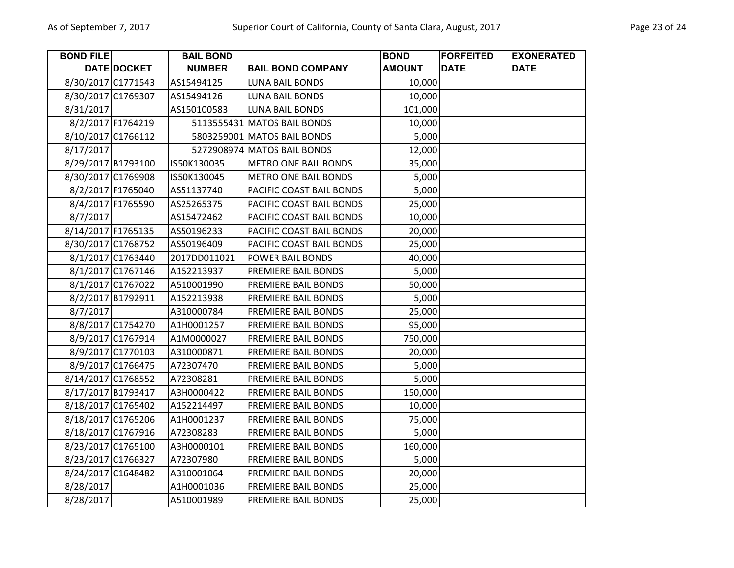| BOND FILE DATE | DOCKET | BAIL BOND NUMBER | BAIL BOND COMPANY | BOND AMOUNT | FORFEITED DATE | EXONERATED DATE |
|---|---|---|---|---|---|---|
| 8/30/2017 | C1771543 | AS15494125 | LUNA BAIL BONDS | 10,000 | | |
| 8/30/2017 | C1769307 | AS15494126 | LUNA BAIL BONDS | 10,000 | | |
| 8/31/2017 | | AS150100583 | LUNA BAIL BONDS | 101,000 | | |
| 8/2/2017 | F1764219 | 5113555431 | MATOS BAIL BONDS | 10,000 | | |
| 8/10/2017 | C1766112 | 5803259001 | MATOS BAIL BONDS | 5,000 | | |
| 8/17/2017 | | 5272908974 | MATOS BAIL BONDS | 12,000 | | |
| 8/29/2017 | B1793100 | IS50K130035 | METRO ONE BAIL BONDS | 35,000 | | |
| 8/30/2017 | C1769908 | IS50K130045 | METRO ONE BAIL BONDS | 5,000 | | |
| 8/2/2017 | F1765040 | AS51137740 | PACIFIC COAST BAIL BONDS | 5,000 | | |
| 8/4/2017 | F1765590 | AS25265375 | PACIFIC COAST BAIL BONDS | 25,000 | | |
| 8/7/2017 | | AS15472462 | PACIFIC COAST BAIL BONDS | 10,000 | | |
| 8/14/2017 | F1765135 | AS50196233 | PACIFIC COAST BAIL BONDS | 20,000 | | |
| 8/30/2017 | C1768752 | AS50196409 | PACIFIC COAST BAIL BONDS | 25,000 | | |
| 8/1/2017 | C1763440 | 2017DD011021 | POWER BAIL BONDS | 40,000 | | |
| 8/1/2017 | C1767146 | A152213937 | PREMIERE BAIL BONDS | 5,000 | | |
| 8/1/2017 | C1767022 | A510001990 | PREMIERE BAIL BONDS | 50,000 | | |
| 8/2/2017 | B1792911 | A152213938 | PREMIERE BAIL BONDS | 5,000 | | |
| 8/7/2017 | | A310000784 | PREMIERE BAIL BONDS | 25,000 | | |
| 8/8/2017 | C1754270 | A1H0001257 | PREMIERE BAIL BONDS | 95,000 | | |
| 8/9/2017 | C1767914 | A1M0000027 | PREMIERE BAIL BONDS | 750,000 | | |
| 8/9/2017 | C1770103 | A310000871 | PREMIERE BAIL BONDS | 20,000 | | |
| 8/9/2017 | C1766475 | A72307470 | PREMIERE BAIL BONDS | 5,000 | | |
| 8/14/2017 | C1768552 | A72308281 | PREMIERE BAIL BONDS | 5,000 | | |
| 8/17/2017 | B1793417 | A3H0000422 | PREMIERE BAIL BONDS | 150,000 | | |
| 8/18/2017 | C1765402 | A152214497 | PREMIERE BAIL BONDS | 10,000 | | |
| 8/18/2017 | C1765206 | A1H0001237 | PREMIERE BAIL BONDS | 75,000 | | |
| 8/18/2017 | C1767916 | A72308283 | PREMIERE BAIL BONDS | 5,000 | | |
| 8/23/2017 | C1765100 | A3H0000101 | PREMIERE BAIL BONDS | 160,000 | | |
| 8/23/2017 | C1766327 | A72307980 | PREMIERE BAIL BONDS | 5,000 | | |
| 8/24/2017 | C1648482 | A310001064 | PREMIERE BAIL BONDS | 20,000 | | |
| 8/28/2017 | | A1H0001036 | PREMIERE BAIL BONDS | 25,000 | | |
| 8/28/2017 | | A510001989 | PREMIERE BAIL BONDS | 25,000 | | |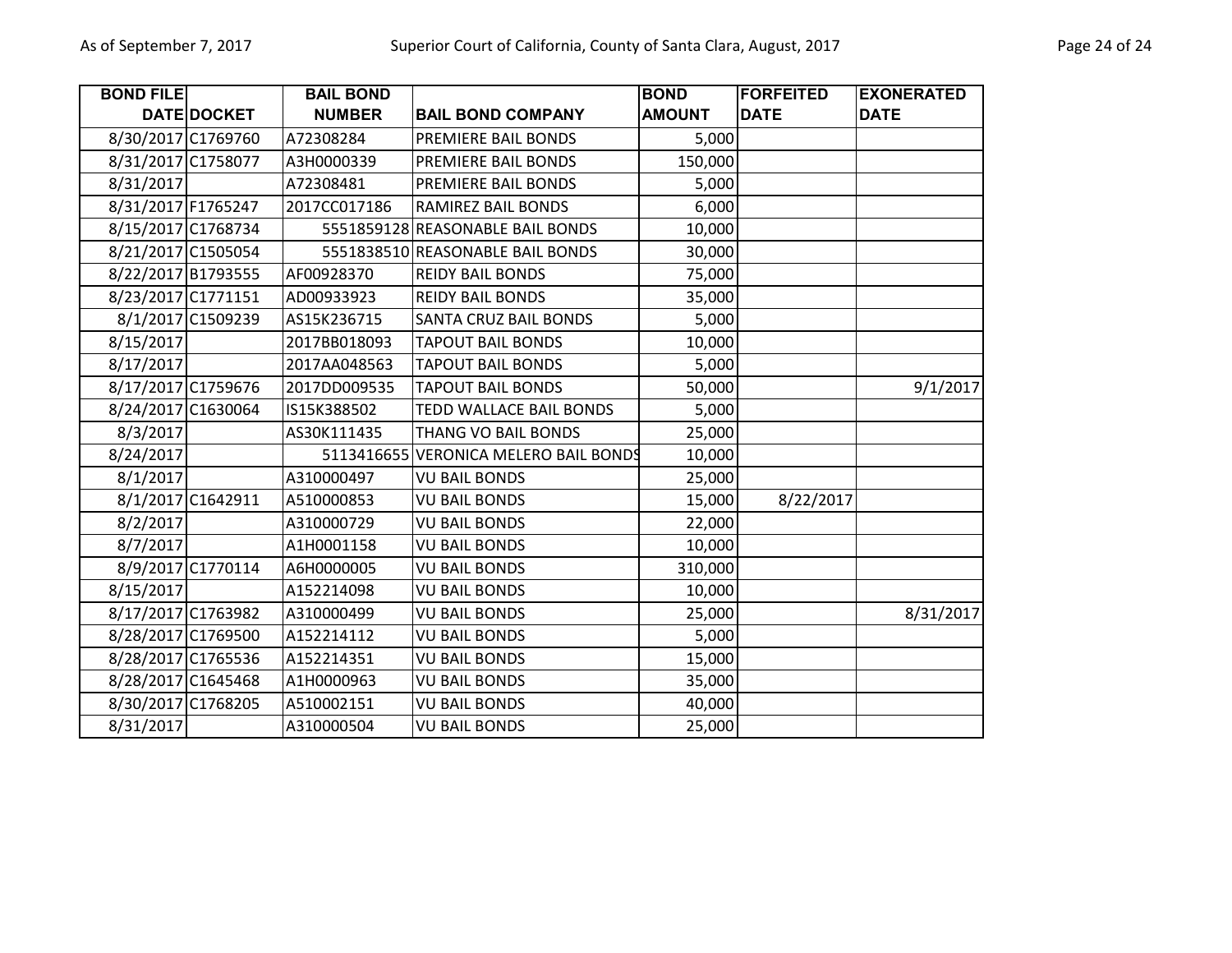| BOND FILE DATE | DOCKET | BAIL BOND NUMBER | BAIL BOND COMPANY | BOND AMOUNT | FORFEITED DATE | EXONERATED DATE |
|---|---|---|---|---|---|---|
| 8/30/2017 | C1769760 | A72308284 | PREMIERE BAIL BONDS | 5,000 | | |
| 8/31/2017 | C1758077 | A3H0000339 | PREMIERE BAIL BONDS | 150,000 | | |
| 8/31/2017 | | A72308481 | PREMIERE BAIL BONDS | 5,000 | | |
| 8/31/2017 | F1765247 | 2017CC017186 | RAMIREZ BAIL BONDS | 6,000 | | |
| 8/15/2017 | C1768734 | 5551859128 | REASONABLE BAIL BONDS | 10,000 | | |
| 8/21/2017 | C1505054 | 5551838510 | REASONABLE BAIL BONDS | 30,000 | | |
| 8/22/2017 | B1793555 | AF00928370 | REIDY BAIL BONDS | 75,000 | | |
| 8/23/2017 | C1771151 | AD00933923 | REIDY BAIL BONDS | 35,000 | | |
| 8/1/2017 | C1509239 | AS15K236715 | SANTA CRUZ BAIL BONDS | 5,000 | | |
| 8/15/2017 | | 2017BB018093 | TAPOUT BAIL BONDS | 10,000 | | |
| 8/17/2017 | | 2017AA048563 | TAPOUT BAIL BONDS | 5,000 | | |
| 8/17/2017 | C1759676 | 2017DD009535 | TAPOUT BAIL BONDS | 50,000 | | 9/1/2017 |
| 8/24/2017 | C1630064 | IS15K388502 | TEDD WALLACE BAIL BONDS | 5,000 | | |
| 8/3/2017 | | AS30K111435 | THANG VO BAIL BONDS | 25,000 | | |
| 8/24/2017 | | 5113416655 | VERONICA MELERO BAIL BONDS | 10,000 | | |
| 8/1/2017 | | A310000497 | VU BAIL BONDS | 25,000 | | |
| 8/1/2017 | C1642911 | A510000853 | VU BAIL BONDS | 15,000 | 8/22/2017 | |
| 8/2/2017 | | A310000729 | VU BAIL BONDS | 22,000 | | |
| 8/7/2017 | | A1H0001158 | VU BAIL BONDS | 10,000 | | |
| 8/9/2017 | C1770114 | A6H0000005 | VU BAIL BONDS | 310,000 | | |
| 8/15/2017 | | A152214098 | VU BAIL BONDS | 10,000 | | |
| 8/17/2017 | C1763982 | A310000499 | VU BAIL BONDS | 25,000 | | 8/31/2017 |
| 8/28/2017 | C1769500 | A152214112 | VU BAIL BONDS | 5,000 | | |
| 8/28/2017 | C1765536 | A152214351 | VU BAIL BONDS | 15,000 | | |
| 8/28/2017 | C1645468 | A1H0000963 | VU BAIL BONDS | 35,000 | | |
| 8/30/2017 | C1768205 | A510002151 | VU BAIL BONDS | 40,000 | | |
| 8/31/2017 | | A310000504 | VU BAIL BONDS | 25,000 | | |